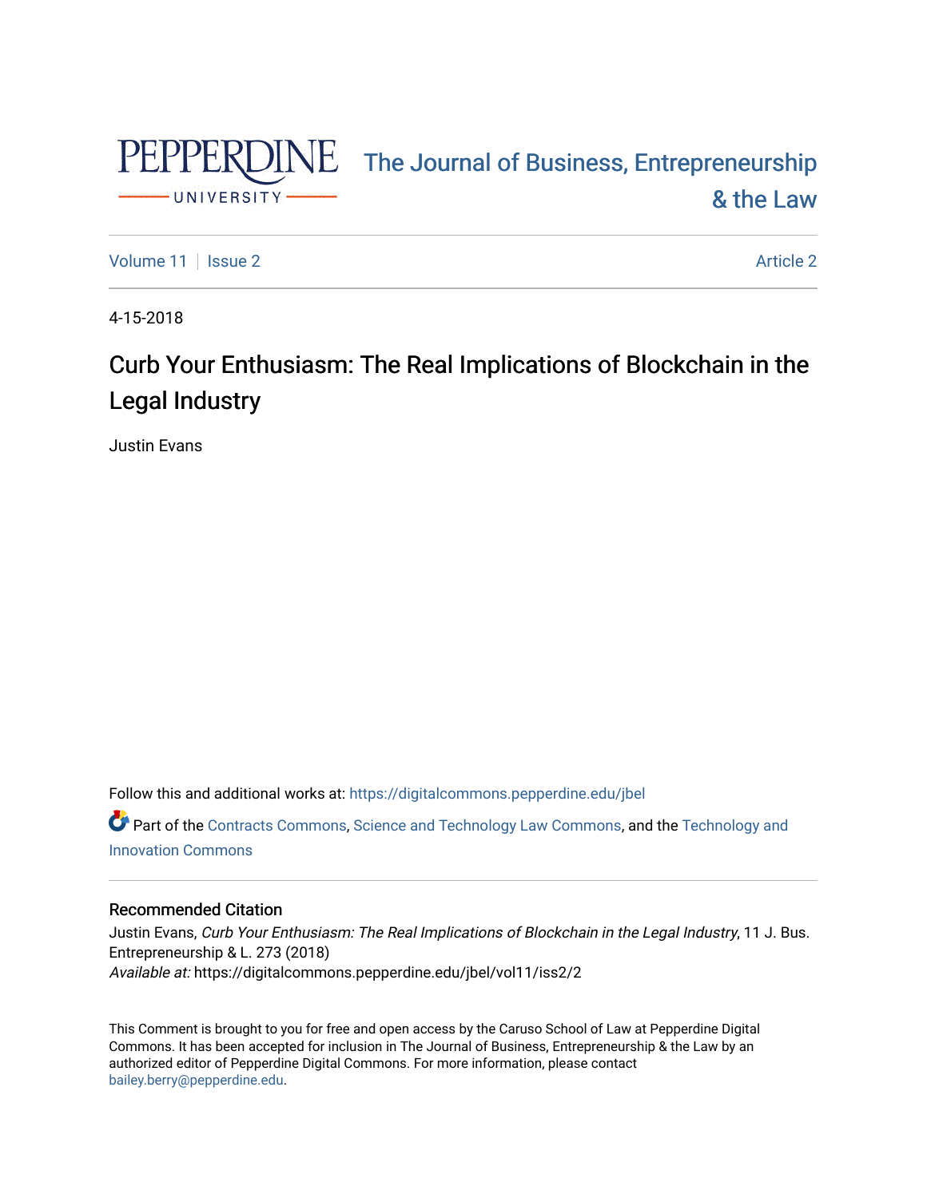# The Journal of Business, Entrepreneurship & the Law

Volume 11 | Issue 2 | Article 2

4-15-2018

# Curb Your Enthusiasm: The Real Implications of Blockchain in the Legal Industry

Justin Evans

Follow this and additional works at: https://digitalcommons.pepperdine.edu/jbel

Part of the Contracts Commons, Science and Technology Law Commons, and the Technology and Innovation Commons

## Recommended Citation

Justin Evans, *Curb Your Enthusiasm: The Real Implications of Blockchain in the Legal Industry*, 11 J. Bus. Entrepreneurship & L. 273 (2018)

*Available at:* https://digitalcommons.pepperdine.edu/jbel/vol11/iss2/2

This Comment is brought to you for free and open access by the Caruso School of Law at Pepperdine Digital Commons. It has been accepted for inclusion in The Journal of Business, Entrepreneurship & the Law by an authorized editor of Pepperdine Digital Commons. For more information, please contact bailey.berry@pepperdine.edu.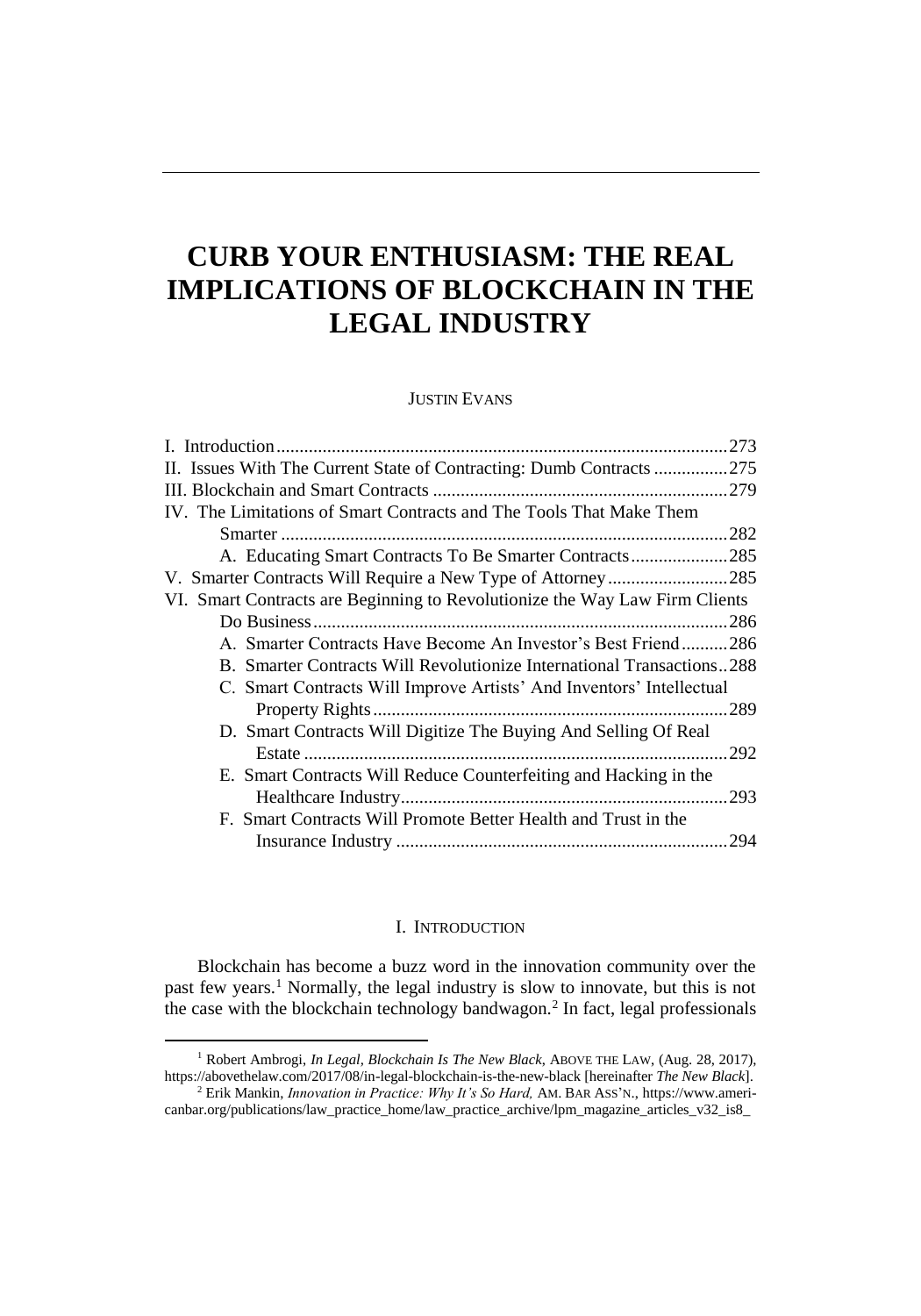# CURB YOUR ENTHUSIASM: THE REAL IMPLICATIONS OF BLOCKCHAIN IN THE LEGAL INDUSTRY

JUSTIN EVANS

I. Introduction ... 273
II. Issues With The Current State of Contracting: Dumb Contracts ... 275
III. Blockchain and Smart Contracts ... 279
IV. The Limitations of Smart Contracts and The Tools That Make Them Smarter ... 282
  A. Educating Smart Contracts To Be Smarter Contracts ... 285
V. Smarter Contracts Will Require a New Type of Attorney ... 285
VI. Smart Contracts are Beginning to Revolutionize the Way Law Firm Clients Do Business ... 286
  A. Smarter Contracts Have Become An Investor's Best Friend ... 286
  B. Smarter Contracts Will Revolutionize International Transactions ... 288
  C. Smart Contracts Will Improve Artists' And Inventors' Intellectual Property Rights ... 289
  D. Smart Contracts Will Digitize The Buying And Selling Of Real Estate ... 292
  E. Smart Contracts Will Reduce Counterfeiting and Hacking in the Healthcare Industry ... 293
  F. Smart Contracts Will Promote Better Health and Trust in the Insurance Industry ... 294

## I. INTRODUCTION

Blockchain has become a buzz word in the innovation community over the past few years.[1] Normally, the legal industry is slow to innovate, but this is not the case with the blockchain technology bandwagon.[2] In fact, legal professionals

---

[1] Robert Ambrogi, *In Legal, Blockchain Is The New Black*, ABOVE THE LAW, (Aug. 28, 2017), https://abovethelaw.com/2017/08/in-legal-blockchain-is-the-new-black [hereinafter *The New Black*].

[2] Erik Mankin, *Innovation in Practice: Why It's So Hard,* AM. BAR ASS'N., https://www.americanbar.org/publications/law_practice_home/law_practice_archive/lpm_magazine_articles_v32_is8_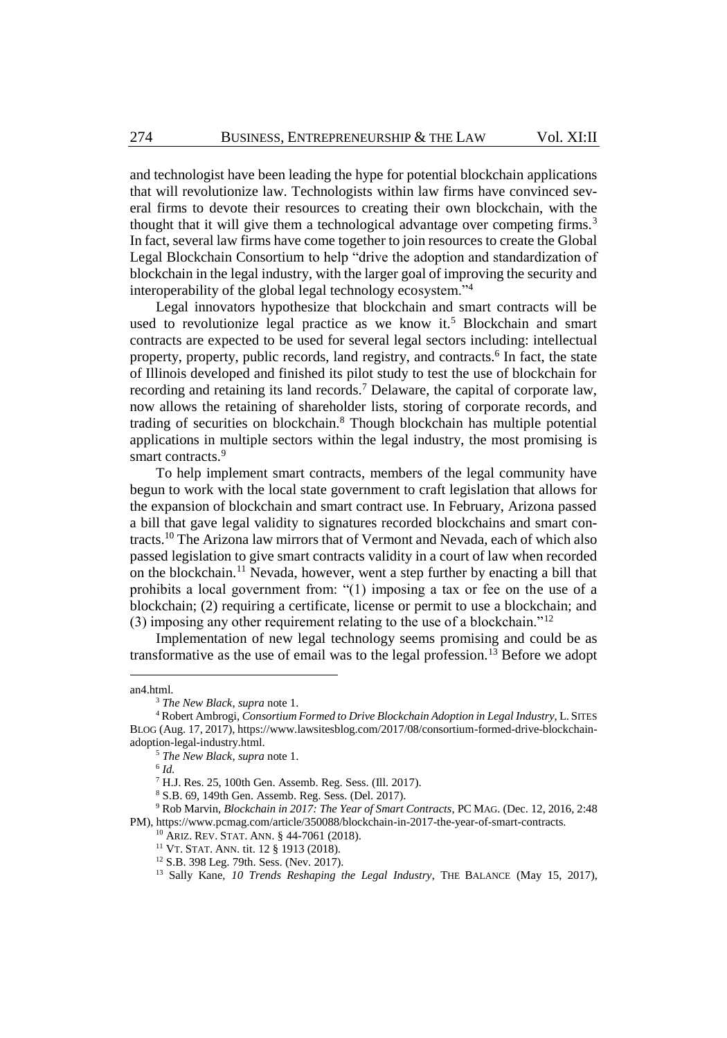and technologist have been leading the hype for potential blockchain applications that will revolutionize law. Technologists within law firms have convinced several firms to devote their resources to creating their own blockchain, with the thought that it will give them a technological advantage over competing firms.[3] In fact, several law firms have come together to join resources to create the Global Legal Blockchain Consortium to help "drive the adoption and standardization of blockchain in the legal industry, with the larger goal of improving the security and interoperability of the global legal technology ecosystem."[4]

Legal innovators hypothesize that blockchain and smart contracts will be used to revolutionize legal practice as we know it.[5] Blockchain and smart contracts are expected to be used for several legal sectors including: intellectual property, property, public records, land registry, and contracts.[6] In fact, the state of Illinois developed and finished its pilot study to test the use of blockchain for recording and retaining its land records.[7] Delaware, the capital of corporate law, now allows the retaining of shareholder lists, storing of corporate records, and trading of securities on blockchain.[8] Though blockchain has multiple potential applications in multiple sectors within the legal industry, the most promising is smart contracts.[9]

To help implement smart contracts, members of the legal community have begun to work with the local state government to craft legislation that allows for the expansion of blockchain and smart contract use. In February, Arizona passed a bill that gave legal validity to signatures recorded blockchains and smart contracts.[10] The Arizona law mirrors that of Vermont and Nevada, each of which also passed legislation to give smart contracts validity in a court of law when recorded on the blockchain.[11] Nevada, however, went a step further by enacting a bill that prohibits a local government from: "(1) imposing a tax or fee on the use of a blockchain; (2) requiring a certificate, license or permit to use a blockchain; and (3) imposing any other requirement relating to the use of a blockchain."[12]

Implementation of new legal technology seems promising and could be as transformative as the use of email was to the legal profession.[13] Before we adopt

---

an4.html.

[3] *The New Black*, *supra* note 1.

[4] Robert Ambrogi, *Consortium Formed to Drive Blockchain Adoption in Legal Industry*, L. SITES BLOG (Aug. 17, 2017), https://www.lawsitesblog.com/2017/08/consortium-formed-drive-blockchain-adoption-legal-industry.html.

[5] *The New Black*, *supra* note 1.

[6] *Id.*

[7] H.J. Res. 25, 100th Gen. Assemb. Reg. Sess. (Ill. 2017).

[8] S.B. 69, 149th Gen. Assemb. Reg. Sess. (Del. 2017).

[9] Rob Marvin, *Blockchain in 2017: The Year of Smart Contracts*, PC MAG. (Dec. 12, 2016, 2:48 PM), https://www.pcmag.com/article/350088/blockchain-in-2017-the-year-of-smart-contracts.

[10] ARIZ. REV. STAT. ANN. § 44-7061 (2018).

[11] VT. STAT. ANN. tit. 12 § 1913 (2018).

[12] S.B. 398 Leg. 79th. Sess. (Nev. 2017).

[13] Sally Kane, *10 Trends Reshaping the Legal Industry*, THE BALANCE (May 15, 2017),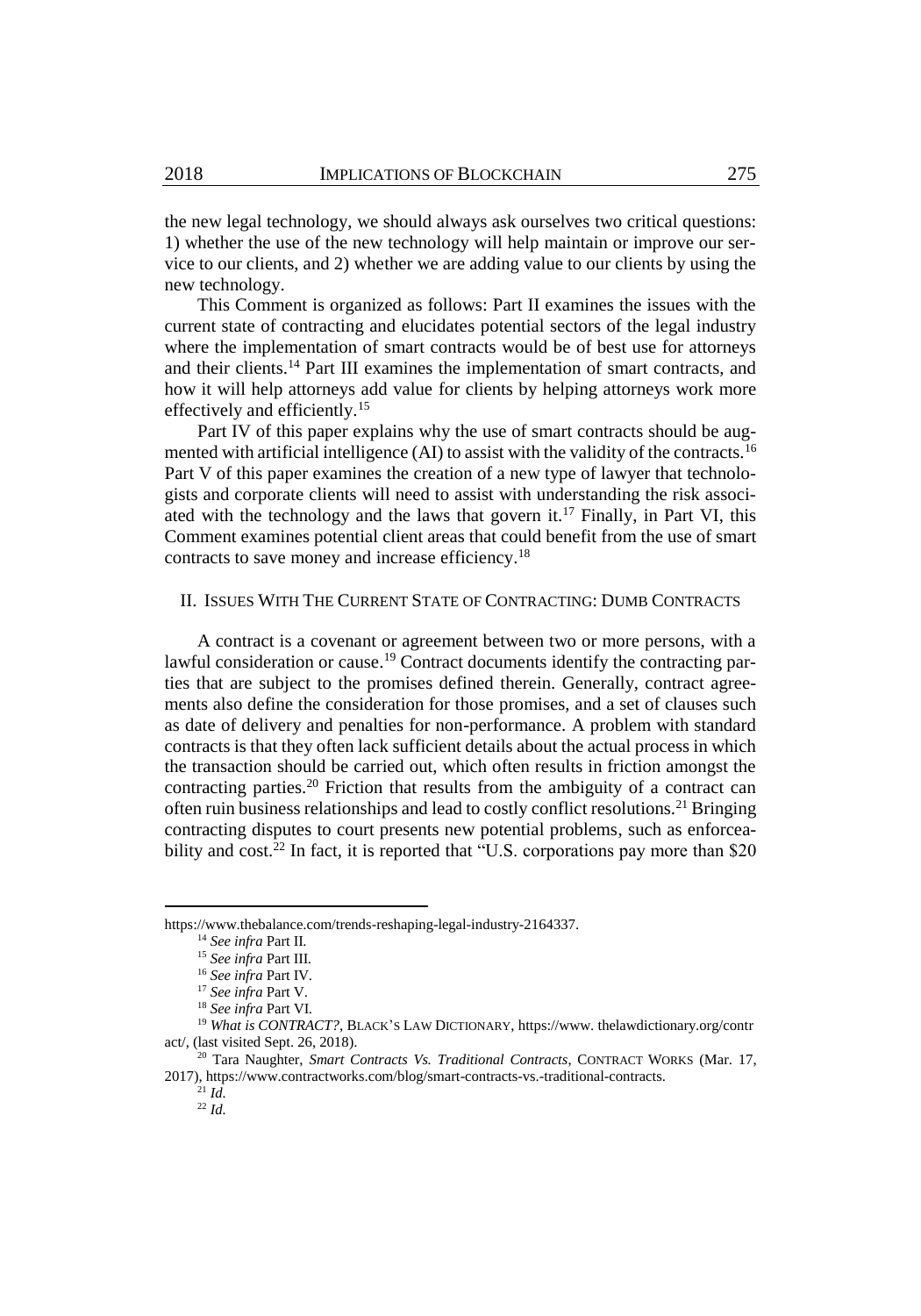the new legal technology, we should always ask ourselves two critical questions: 1) whether the use of the new technology will help maintain or improve our service to our clients, and 2) whether we are adding value to our clients by using the new technology.

This Comment is organized as follows: Part II examines the issues with the current state of contracting and elucidates potential sectors of the legal industry where the implementation of smart contracts would be of best use for attorneys and their clients.[14] Part III examines the implementation of smart contracts, and how it will help attorneys add value for clients by helping attorneys work more effectively and efficiently.[15]

Part IV of this paper explains why the use of smart contracts should be augmented with artificial intelligence (AI) to assist with the validity of the contracts.[16] Part V of this paper examines the creation of a new type of lawyer that technologists and corporate clients will need to assist with understanding the risk associated with the technology and the laws that govern it.[17] Finally, in Part VI, this Comment examines potential client areas that could benefit from the use of smart contracts to save money and increase efficiency.[18]

## II. ISSUES WITH THE CURRENT STATE OF CONTRACTING: DUMB CONTRACTS

A contract is a covenant or agreement between two or more persons, with a lawful consideration or cause.[19] Contract documents identify the contracting parties that are subject to the promises defined therein. Generally, contract agreements also define the consideration for those promises, and a set of clauses such as date of delivery and penalties for non-performance. A problem with standard contracts is that they often lack sufficient details about the actual process in which the transaction should be carried out, which often results in friction amongst the contracting parties.[20] Friction that results from the ambiguity of a contract can often ruin business relationships and lead to costly conflict resolutions.[21] Bringing contracting disputes to court presents new potential problems, such as enforceability and cost.[22] In fact, it is reported that "U.S. corporations pay more than $20

---

https://www.thebalance.com/trends-reshaping-legal-industry-2164337.

[14] *See infra* Part II.

[15] *See infra* Part III.

[16] *See infra* Part IV.

[17] *See infra* Part V.

[18] *See infra* Part VI.

[19] *What is CONTRACT?*, BLACK'S LAW DICTIONARY, https://www. thelawdictionary.org/contract/, (last visited Sept. 26, 2018).

[20] Tara Naughter, *Smart Contracts Vs. Traditional Contracts*, CONTRACT WORKS (Mar. 17, 2017), https://www.contractworks.com/blog/smart-contracts-vs.-traditional-contracts.

[21] *Id.*

[22] *Id.*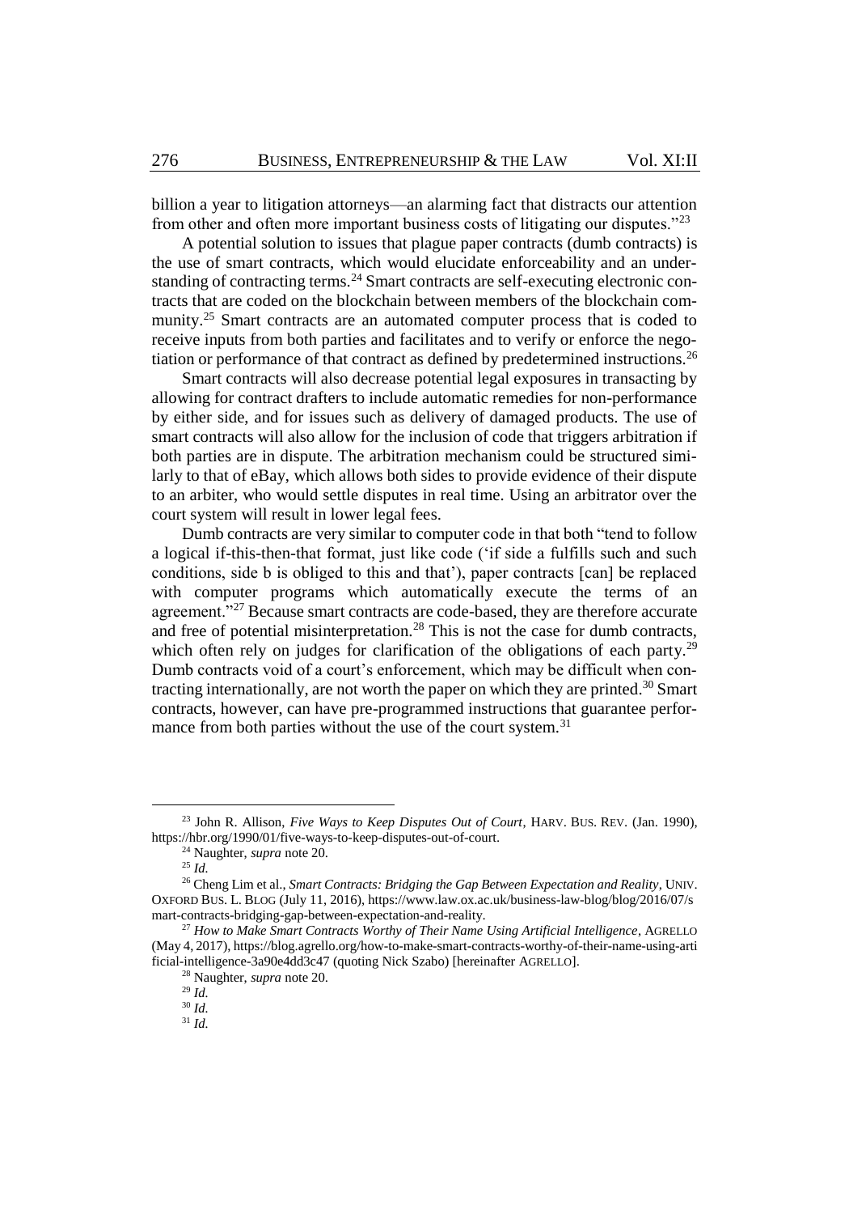billion a year to litigation attorneys—an alarming fact that distracts our attention from other and often more important business costs of litigating our disputes."[23]

A potential solution to issues that plague paper contracts (dumb contracts) is the use of smart contracts, which would elucidate enforceability and an understanding of contracting terms.[24] Smart contracts are self-executing electronic contracts that are coded on the blockchain between members of the blockchain community.[25] Smart contracts are an automated computer process that is coded to receive inputs from both parties and facilitates and to verify or enforce the negotiation or performance of that contract as defined by predetermined instructions.[26]

Smart contracts will also decrease potential legal exposures in transacting by allowing for contract drafters to include automatic remedies for non-performance by either side, and for issues such as delivery of damaged products. The use of smart contracts will also allow for the inclusion of code that triggers arbitration if both parties are in dispute. The arbitration mechanism could be structured similarly to that of eBay, which allows both sides to provide evidence of their dispute to an arbiter, who would settle disputes in real time. Using an arbitrator over the court system will result in lower legal fees.

Dumb contracts are very similar to computer code in that both "tend to follow a logical if-this-then-that format, just like code ('if side a fulfills such and such conditions, side b is obliged to this and that'), paper contracts [can] be replaced with computer programs which automatically execute the terms of an agreement."[27] Because smart contracts are code-based, they are therefore accurate and free of potential misinterpretation.[28] This is not the case for dumb contracts, which often rely on judges for clarification of the obligations of each party.[29] Dumb contracts void of a court's enforcement, which may be difficult when contracting internationally, are not worth the paper on which they are printed.[30] Smart contracts, however, can have pre-programmed instructions that guarantee performance from both parties without the use of the court system.[31]

---

[23] John R. Allison, *Five Ways to Keep Disputes Out of Court*, HARV. BUS. REV. (Jan. 1990), https://hbr.org/1990/01/five-ways-to-keep-disputes-out-of-court.

[24] Naughter, *supra* note 20.

[25] *Id.*

[26] Cheng Lim et al., *Smart Contracts: Bridging the Gap Between Expectation and Reality*, UNIV. OXFORD BUS. L. BLOG (July 11, 2016), https://www.law.ox.ac.uk/business-law-blog/blog/2016/07/smart-contracts-bridging-gap-between-expectation-and-reality.

[27] *How to Make Smart Contracts Worthy of Their Name Using Artificial Intelligence*, AGRELLO (May 4, 2017), https://blog.agrello.org/how-to-make-smart-contracts-worthy-of-their-name-using-artificial-intelligence-3a90e4dd3c47 (quoting Nick Szabo) [hereinafter AGRELLO].

[28] Naughter, *supra* note 20.

[29] *Id.*

[30] *Id.*

[31] *Id.*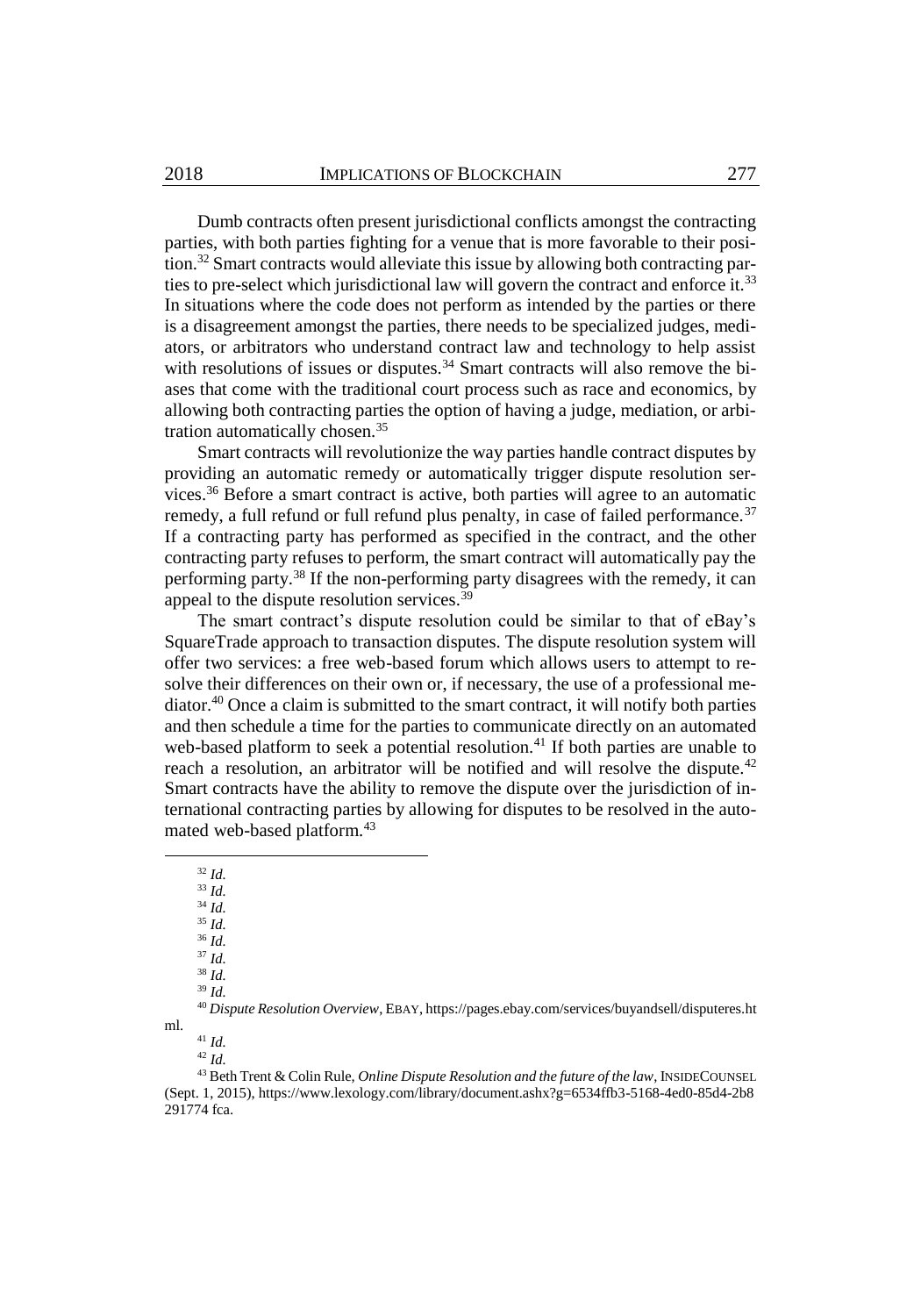Dumb contracts often present jurisdictional conflicts amongst the contracting parties, with both parties fighting for a venue that is more favorable to their position.[32] Smart contracts would alleviate this issue by allowing both contracting parties to pre-select which jurisdictional law will govern the contract and enforce it.[33] In situations where the code does not perform as intended by the parties or there is a disagreement amongst the parties, there needs to be specialized judges, mediators, or arbitrators who understand contract law and technology to help assist with resolutions of issues or disputes.[34] Smart contracts will also remove the biases that come with the traditional court process such as race and economics, by allowing both contracting parties the option of having a judge, mediation, or arbitration automatically chosen.[35]

Smart contracts will revolutionize the way parties handle contract disputes by providing an automatic remedy or automatically trigger dispute resolution services.[36] Before a smart contract is active, both parties will agree to an automatic remedy, a full refund or full refund plus penalty, in case of failed performance.[37] If a contracting party has performed as specified in the contract, and the other contracting party refuses to perform, the smart contract will automatically pay the performing party.[38] If the non-performing party disagrees with the remedy, it can appeal to the dispute resolution services.[39]

The smart contract's dispute resolution could be similar to that of eBay's SquareTrade approach to transaction disputes. The dispute resolution system will offer two services: a free web-based forum which allows users to attempt to resolve their differences on their own or, if necessary, the use of a professional mediator.[40] Once a claim is submitted to the smart contract, it will notify both parties and then schedule a time for the parties to communicate directly on an automated web-based platform to seek a potential resolution.[41] If both parties are unable to reach a resolution, an arbitrator will be notified and will resolve the dispute.[42] Smart contracts have the ability to remove the dispute over the jurisdiction of international contracting parties by allowing for disputes to be resolved in the automated web-based platform.[43]

---

[32] *Id.*

[33] *Id.*

[34] *Id.*

[35] *Id.*

[36] *Id.*

[37] *Id.*

[38] *Id.*

[39] *Id.*

[40] *Dispute Resolution Overview*, EBAY, https://pages.ebay.com/services/buyandsell/disputeres.html.

[41] *Id.*

[42] *Id.*

[43] Beth Trent & Colin Rule, *Online Dispute Resolution and the future of the law*, INSIDECOUNSEL (Sept. 1, 2015), https://www.lexology.com/library/document.ashx?g=6534ffb3-5168-4ed0-85d4-2b8291774 fca.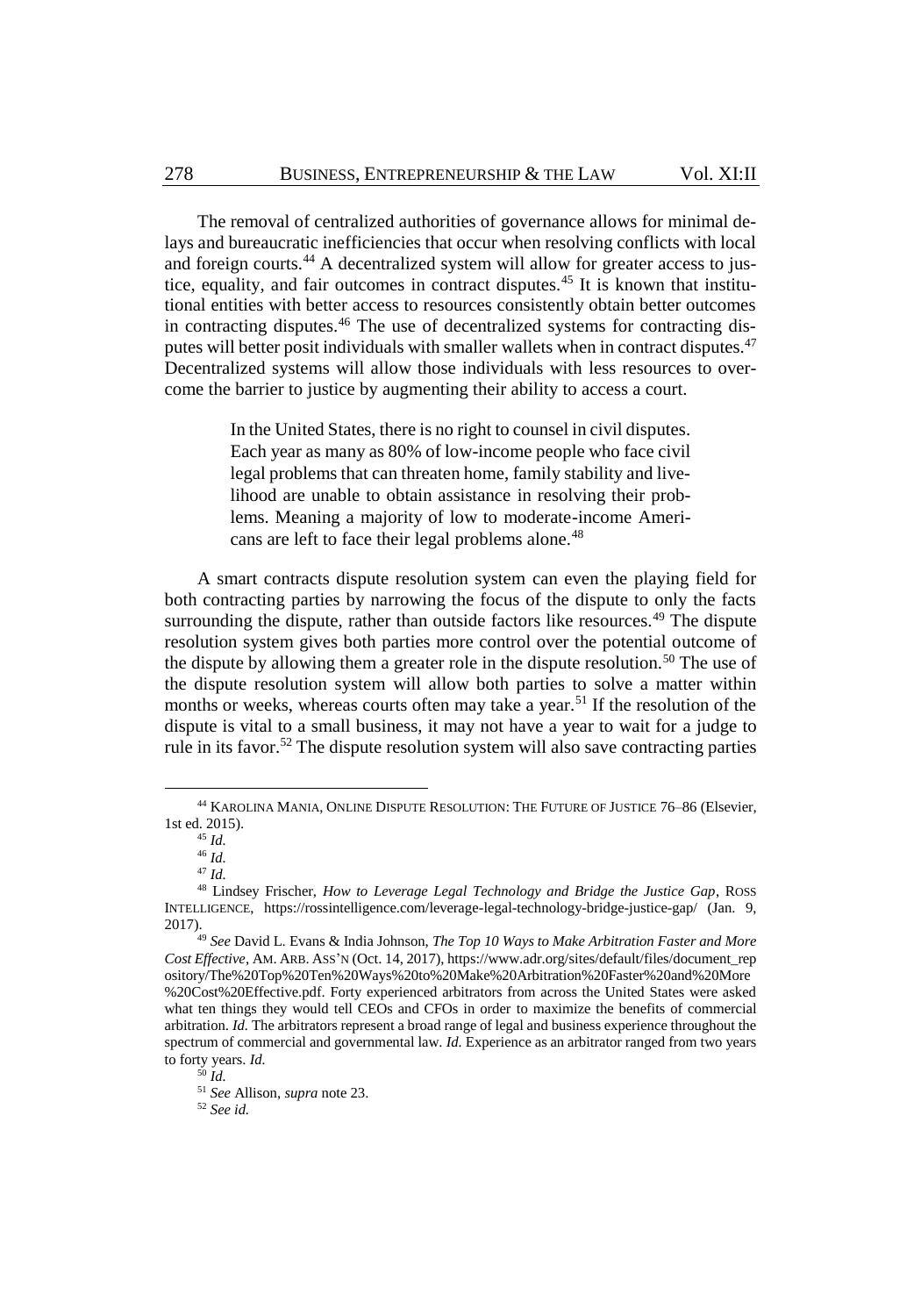The removal of centralized authorities of governance allows for minimal delays and bureaucratic inefficiencies that occur when resolving conflicts with local and foreign courts.[44] A decentralized system will allow for greater access to justice, equality, and fair outcomes in contract disputes.[45] It is known that institutional entities with better access to resources consistently obtain better outcomes in contracting disputes.[46] The use of decentralized systems for contracting disputes will better posit individuals with smaller wallets when in contract disputes.[47] Decentralized systems will allow those individuals with less resources to overcome the barrier to justice by augmenting their ability to access a court.

> In the United States, there is no right to counsel in civil disputes. Each year as many as 80% of low-income people who face civil legal problems that can threaten home, family stability and livelihood are unable to obtain assistance in resolving their problems. Meaning a majority of low to moderate-income Americans are left to face their legal problems alone.[48]

A smart contracts dispute resolution system can even the playing field for both contracting parties by narrowing the focus of the dispute to only the facts surrounding the dispute, rather than outside factors like resources.[49] The dispute resolution system gives both parties more control over the potential outcome of the dispute by allowing them a greater role in the dispute resolution.[50] The use of the dispute resolution system will allow both parties to solve a matter within months or weeks, whereas courts often may take a year.[51] If the resolution of the dispute is vital to a small business, it may not have a year to wait for a judge to rule in its favor.[52] The dispute resolution system will also save contracting parties

---

[44] KAROLINA MANIA, ONLINE DISPUTE RESOLUTION: THE FUTURE OF JUSTICE 76–86 (Elsevier, 1st ed. 2015).

[45] *Id.*

[46] *Id.*

[47] *Id.*

[48] Lindsey Frischer, *How to Leverage Legal Technology and Bridge the Justice Gap*, ROSS INTELLIGENCE, https://rossintelligence.com/leverage-legal-technology-bridge-justice-gap/ (Jan. 9, 2017).

[49] *See* David L. Evans & India Johnson, *The Top 10 Ways to Make Arbitration Faster and More Cost Effective*, AM. ARB. ASS'N (Oct. 14, 2017), https://www.adr.org/sites/default/files/document_repository/The%20Top%20Ten%20Ways%20to%20Make%20Arbitration%20Faster%20and%20More%20Cost%20Effective.pdf. Forty experienced arbitrators from across the United States were asked what ten things they would tell CEOs and CFOs in order to maximize the benefits of commercial arbitration. *Id.* The arbitrators represent a broad range of legal and business experience throughout the spectrum of commercial and governmental law. *Id.* Experience as an arbitrator ranged from two years to forty years. *Id.*

[50] *Id.*

[51] *See* Allison, *supra* note 23.

[52] *See id.*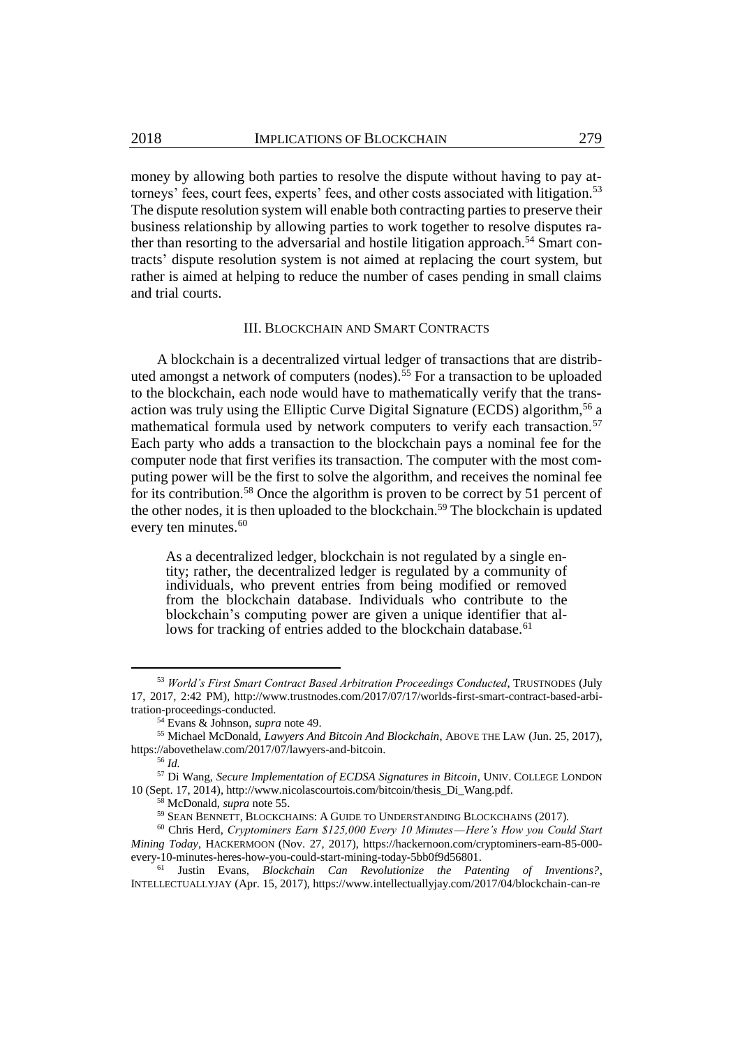money by allowing both parties to resolve the dispute without having to pay attorneys' fees, court fees, experts' fees, and other costs associated with litigation.[53] The dispute resolution system will enable both contracting parties to preserve their business relationship by allowing parties to work together to resolve disputes rather than resorting to the adversarial and hostile litigation approach.[54] Smart contracts' dispute resolution system is not aimed at replacing the court system, but rather is aimed at helping to reduce the number of cases pending in small claims and trial courts.

## III. BLOCKCHAIN AND SMART CONTRACTS

A blockchain is a decentralized virtual ledger of transactions that are distributed amongst a network of computers (nodes).[55] For a transaction to be uploaded to the blockchain, each node would have to mathematically verify that the transaction was truly using the Elliptic Curve Digital Signature (ECDS) algorithm,[56] a mathematical formula used by network computers to verify each transaction.[57] Each party who adds a transaction to the blockchain pays a nominal fee for the computer node that first verifies its transaction. The computer with the most computing power will be the first to solve the algorithm, and receives the nominal fee for its contribution.[58] Once the algorithm is proven to be correct by 51 percent of the other nodes, it is then uploaded to the blockchain.[59] The blockchain is updated every ten minutes.[60]

> As a decentralized ledger, blockchain is not regulated by a single entity; rather, the decentralized ledger is regulated by a community of individuals, who prevent entries from being modified or removed from the blockchain database. Individuals who contribute to the blockchain's computing power are given a unique identifier that allows for tracking of entries added to the blockchain database.[61]

---

[53] *World's First Smart Contract Based Arbitration Proceedings Conducted*, TRUSTNODES (July 17, 2017, 2:42 PM), http://www.trustnodes.com/2017/07/17/worlds-first-smart-contract-based-arbitration-proceedings-conducted.

[54] Evans & Johnson, *supra* note 49.

[55] Michael McDonald, *Lawyers And Bitcoin And Blockchain*, ABOVE THE LAW (Jun. 25, 2017), https://abovethelaw.com/2017/07/lawyers-and-bitcoin.

[56] *Id.*

[57] Di Wang, *Secure Implementation of ECDSA Signatures in Bitcoin*, UNIV. COLLEGE LONDON 10 (Sept. 17, 2014), http://www.nicolascourtois.com/bitcoin/thesis_Di_Wang.pdf.

[58] McDonald, *supra* note 55.

[59] SEAN BENNETT, BLOCKCHAINS: A GUIDE TO UNDERSTANDING BLOCKCHAINS (2017).

[60] Chris Herd, *Cryptominers Earn $125,000 Every 10 Minutes—Here's How you Could Start Mining Today*, HACKERMOON (Nov. 27, 2017), https://hackernoon.com/cryptominers-earn-85-000-every-10-minutes-heres-how-you-could-start-mining-today-5bb0f9d56801.

[61] Justin Evans, *Blockchain Can Revolutionize the Patenting of Inventions?*, INTELLECTUALLYJAY (Apr. 15, 2017), https://www.intellectuallyjay.com/2017/04/blockchain-can-re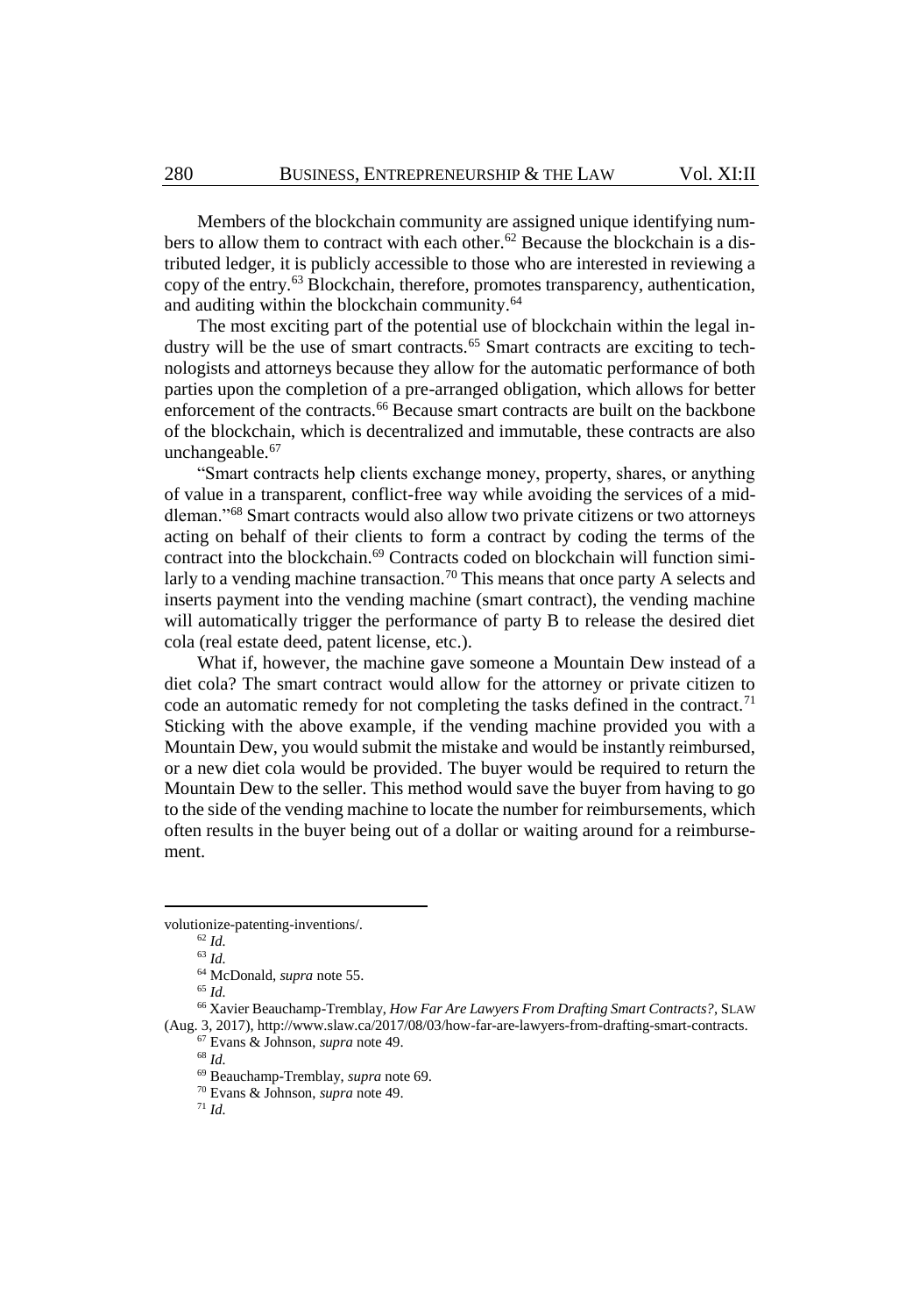Members of the blockchain community are assigned unique identifying numbers to allow them to contract with each other.[62] Because the blockchain is a distributed ledger, it is publicly accessible to those who are interested in reviewing a copy of the entry.[63] Blockchain, therefore, promotes transparency, authentication, and auditing within the blockchain community.[64]

The most exciting part of the potential use of blockchain within the legal industry will be the use of smart contracts.[65] Smart contracts are exciting to technologists and attorneys because they allow for the automatic performance of both parties upon the completion of a pre-arranged obligation, which allows for better enforcement of the contracts.[66] Because smart contracts are built on the backbone of the blockchain, which is decentralized and immutable, these contracts are also unchangeable.[67]

"Smart contracts help clients exchange money, property, shares, or anything of value in a transparent, conflict-free way while avoiding the services of a middleman."[68] Smart contracts would also allow two private citizens or two attorneys acting on behalf of their clients to form a contract by coding the terms of the contract into the blockchain.[69] Contracts coded on blockchain will function similarly to a vending machine transaction.[70] This means that once party A selects and inserts payment into the vending machine (smart contract), the vending machine will automatically trigger the performance of party B to release the desired diet cola (real estate deed, patent license, etc.).

What if, however, the machine gave someone a Mountain Dew instead of a diet cola? The smart contract would allow for the attorney or private citizen to code an automatic remedy for not completing the tasks defined in the contract.[71] Sticking with the above example, if the vending machine provided you with a Mountain Dew, you would submit the mistake and would be instantly reimbursed, or a new diet cola would be provided. The buyer would be required to return the Mountain Dew to the seller. This method would save the buyer from having to go to the side of the vending machine to locate the number for reimbursements, which often results in the buyer being out of a dollar or waiting around for a reimbursement.

---

volutionize-patenting-inventions/.

[62] *Id.*

[63] *Id.*

[64] McDonald, *supra* note 55.

[65] *Id.*

[66] Xavier Beauchamp-Tremblay, *How Far Are Lawyers From Drafting Smart Contracts?*, SLAW (Aug. 3, 2017), http://www.slaw.ca/2017/08/03/how-far-are-lawyers-from-drafting-smart-contracts.

[67] Evans & Johnson, *supra* note 49.

[68] *Id.*

[69] Beauchamp-Tremblay, *supra* note 69.

[70] Evans & Johnson, *supra* note 49.

[71] *Id.*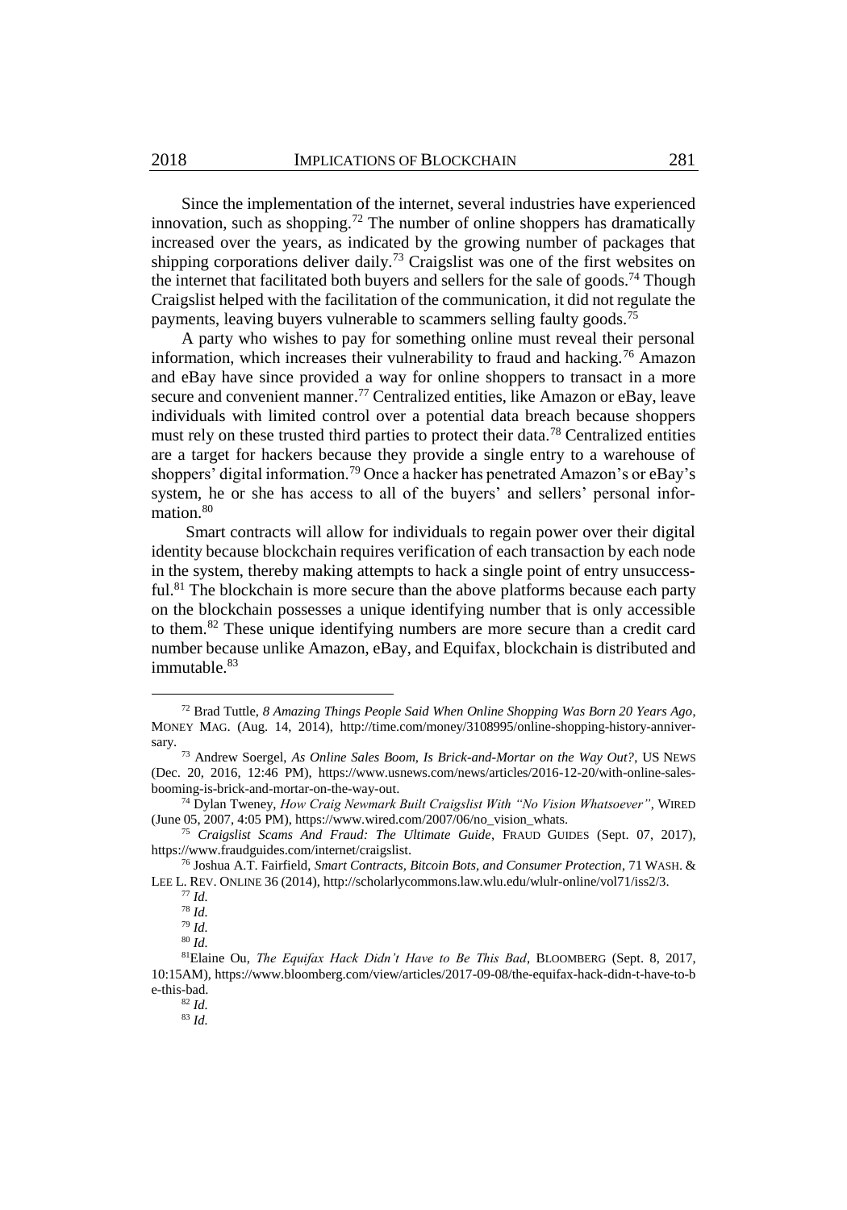Since the implementation of the internet, several industries have experienced innovation, such as shopping.[72] The number of online shoppers has dramatically increased over the years, as indicated by the growing number of packages that shipping corporations deliver daily.[73] Craigslist was one of the first websites on the internet that facilitated both buyers and sellers for the sale of goods.[74] Though Craigslist helped with the facilitation of the communication, it did not regulate the payments, leaving buyers vulnerable to scammers selling faulty goods.[75]

A party who wishes to pay for something online must reveal their personal information, which increases their vulnerability to fraud and hacking.[76] Amazon and eBay have since provided a way for online shoppers to transact in a more secure and convenient manner.[77] Centralized entities, like Amazon or eBay, leave individuals with limited control over a potential data breach because shoppers must rely on these trusted third parties to protect their data.[78] Centralized entities are a target for hackers because they provide a single entry to a warehouse of shoppers' digital information.[79] Once a hacker has penetrated Amazon's or eBay's system, he or she has access to all of the buyers' and sellers' personal information.[80]

Smart contracts will allow for individuals to regain power over their digital identity because blockchain requires verification of each transaction by each node in the system, thereby making attempts to hack a single point of entry unsuccessful.[81] The blockchain is more secure than the above platforms because each party on the blockchain possesses a unique identifying number that is only accessible to them.[82] These unique identifying numbers are more secure than a credit card number because unlike Amazon, eBay, and Equifax, blockchain is distributed and immutable.[83]

---

[72] Brad Tuttle, *8 Amazing Things People Said When Online Shopping Was Born 20 Years Ago*, MONEY MAG. (Aug. 14, 2014), http://time.com/money/3108995/online-shopping-history-anniversary.

[73] Andrew Soergel, *As Online Sales Boom, Is Brick-and-Mortar on the Way Out?*, US NEWS (Dec. 20, 2016, 12:46 PM), https://www.usnews.com/news/articles/2016-12-20/with-online-sales-booming-is-brick-and-mortar-on-the-way-out.

[74] Dylan Tweney, *How Craig Newmark Built Craigslist With "No Vision Whatsoever"*, WIRED (June 05, 2007, 4:05 PM), https://www.wired.com/2007/06/no_vision_whats.

[75] *Craigslist Scams And Fraud: The Ultimate Guide*, FRAUD GUIDES (Sept. 07, 2017), https://www.fraudguides.com/internet/craigslist.

[76] Joshua A.T. Fairfield, *Smart Contracts, Bitcoin Bots, and Consumer Protection*, 71 WASH. & LEE L. REV. ONLINE 36 (2014), http://scholarlycommons.law.wlu.edu/wlulr-online/vol71/iss2/3.

[77] *Id.*

[78] *Id.*

[79] *Id.*

[80] *Id.*

[81] Elaine Ou, *The Equifax Hack Didn't Have to Be This Bad*, BLOOMBERG (Sept. 8, 2017, 10:15AM), https://www.bloomberg.com/view/articles/2017-09-08/the-equifax-hack-didn-t-have-to-be-this-bad.

[82] *Id.*

[83] *Id.*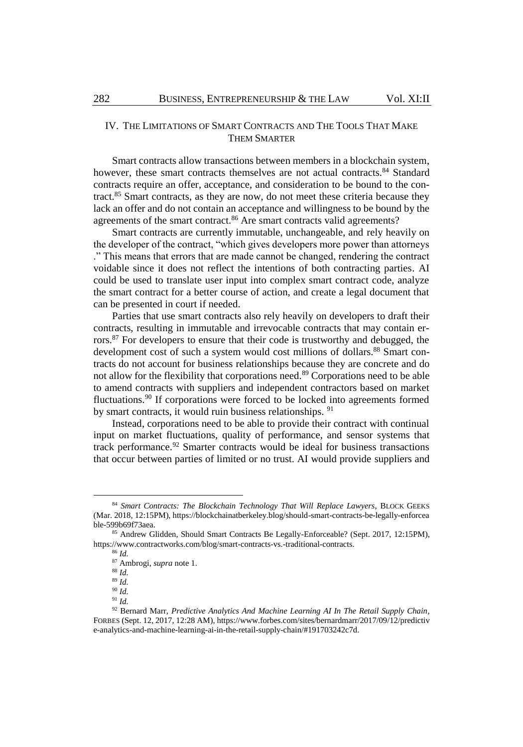## IV. THE LIMITATIONS OF SMART CONTRACTS AND THE TOOLS THAT MAKE THEM SMARTER

Smart contracts allow transactions between members in a blockchain system, however, these smart contracts themselves are not actual contracts.[84] Standard contracts require an offer, acceptance, and consideration to be bound to the contract.[85] Smart contracts, as they are now, do not meet these criteria because they lack an offer and do not contain an acceptance and willingness to be bound by the agreements of the smart contract.[86] Are smart contracts valid agreements?

Smart contracts are currently immutable, unchangeable, and rely heavily on the developer of the contract, "which gives developers more power than attorneys ." This means that errors that are made cannot be changed, rendering the contract voidable since it does not reflect the intentions of both contracting parties. AI could be used to translate user input into complex smart contract code, analyze the smart contract for a better course of action, and create a legal document that can be presented in court if needed.

Parties that use smart contracts also rely heavily on developers to draft their contracts, resulting in immutable and irrevocable contracts that may contain errors.[87] For developers to ensure that their code is trustworthy and debugged, the development cost of such a system would cost millions of dollars.[88] Smart contracts do not account for business relationships because they are concrete and do not allow for the flexibility that corporations need.[89] Corporations need to be able to amend contracts with suppliers and independent contractors based on market fluctuations.[90] If corporations were forced to be locked into agreements formed by smart contracts, it would ruin business relationships. [91]

Instead, corporations need to be able to provide their contract with continual input on market fluctuations, quality of performance, and sensor systems that track performance.[92] Smarter contracts would be ideal for business transactions that occur between parties of limited or no trust. AI would provide suppliers and

---

[84] *Smart Contracts: The Blockchain Technology That Will Replace Lawyers*, BLOCK GEEKS (Mar. 2018, 12:15PM), https://blockchainatberkeley.blog/should-smart-contracts-be-legally-enforceable-599b69f73aea.

[85] Andrew Glidden, Should Smart Contracts Be Legally-Enforceable? (Sept. 2017, 12:15PM), https://www.contractworks.com/blog/smart-contracts-vs.-traditional-contracts.

[86] *Id.*

[87] Ambrogi, *supra* note 1.

[88] *Id.*

[89] *Id.*

[90] *Id.*

[91] *Id.*

[92] Bernard Marr, *Predictive Analytics And Machine Learning AI In The Retail Supply Chain*, FORBES (Sept. 12, 2017, 12:28 AM), https://www.forbes.com/sites/bernardmarr/2017/09/12/predictive-analytics-and-machine-learning-ai-in-the-retail-supply-chain/#191703242c7d.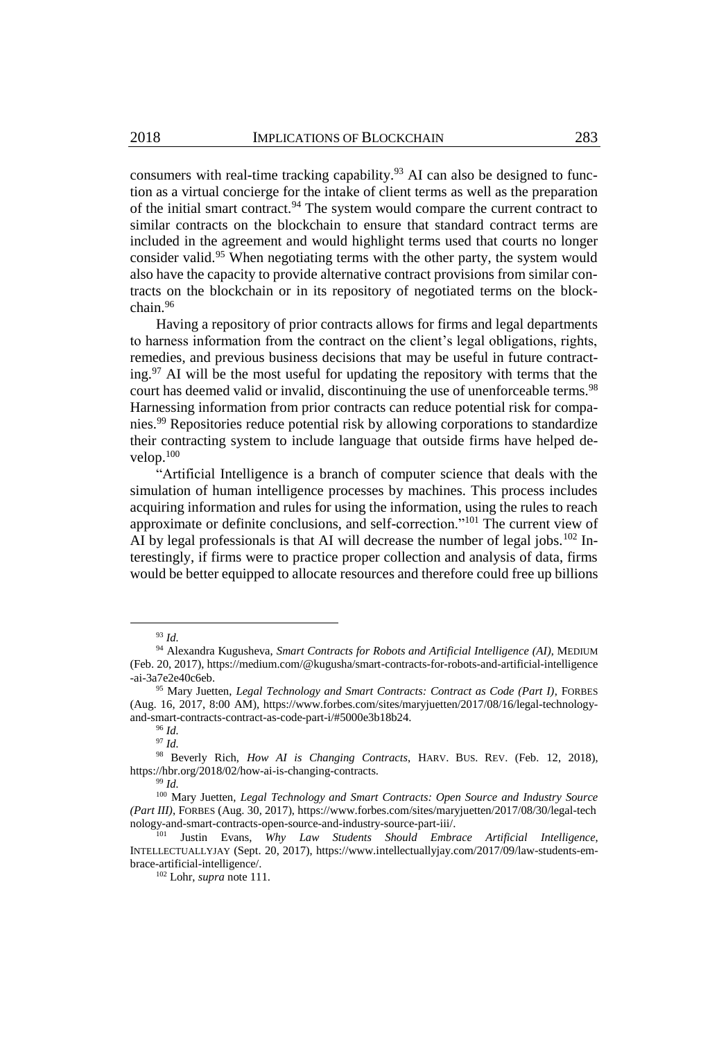consumers with real-time tracking capability.[93] AI can also be designed to function as a virtual concierge for the intake of client terms as well as the preparation of the initial smart contract.[94] The system would compare the current contract to similar contracts on the blockchain to ensure that standard contract terms are included in the agreement and would highlight terms used that courts no longer consider valid.[95] When negotiating terms with the other party, the system would also have the capacity to provide alternative contract provisions from similar contracts on the blockchain or in its repository of negotiated terms on the blockchain.[96]

Having a repository of prior contracts allows for firms and legal departments to harness information from the contract on the client's legal obligations, rights, remedies, and previous business decisions that may be useful in future contracting.[97] AI will be the most useful for updating the repository with terms that the court has deemed valid or invalid, discontinuing the use of unenforceable terms.[98] Harnessing information from prior contracts can reduce potential risk for companies.[99] Repositories reduce potential risk by allowing corporations to standardize their contracting system to include language that outside firms have helped develop.[100]

"Artificial Intelligence is a branch of computer science that deals with the simulation of human intelligence processes by machines. This process includes acquiring information and rules for using the information, using the rules to reach approximate or definite conclusions, and self-correction."[101] The current view of AI by legal professionals is that AI will decrease the number of legal jobs.[102] Interestingly, if firms were to practice proper collection and analysis of data, firms would be better equipped to allocate resources and therefore could free up billions

---

[93] *Id.*

[94] Alexandra Kugusheva, *Smart Contracts for Robots and Artificial Intelligence (AI)*, MEDIUM (Feb. 20, 2017), https://medium.com/@kugusha/smart-contracts-for-robots-and-artificial-intelligence-ai-3a7e2e40c6eb.

[95] Mary Juetten, *Legal Technology and Smart Contracts: Contract as Code (Part I)*, FORBES (Aug. 16, 2017, 8:00 AM), https://www.forbes.com/sites/maryjuetten/2017/08/16/legal-technology-and-smart-contracts-contract-as-code-part-i/#5000e3b18b24.

[96] *Id.*

[97] *Id.*

[98] Beverly Rich, *How AI is Changing Contracts*, HARV. BUS. REV. (Feb. 12, 2018), https://hbr.org/2018/02/how-ai-is-changing-contracts.

[99] *Id.*

[100] Mary Juetten, *Legal Technology and Smart Contracts: Open Source and Industry Source (Part III)*, FORBES (Aug. 30, 2017), https://www.forbes.com/sites/maryjuetten/2017/08/30/legal-technology-and-smart-contracts-open-source-and-industry-source-part-iii/.

[101] Justin Evans, *Why Law Students Should Embrace Artificial Intelligence*, INTELLECTUALLYJAY (Sept. 20, 2017), https://www.intellectuallyjay.com/2017/09/law-students-embrace-artificial-intelligence/.

[102] Lohr, *supra* note 111.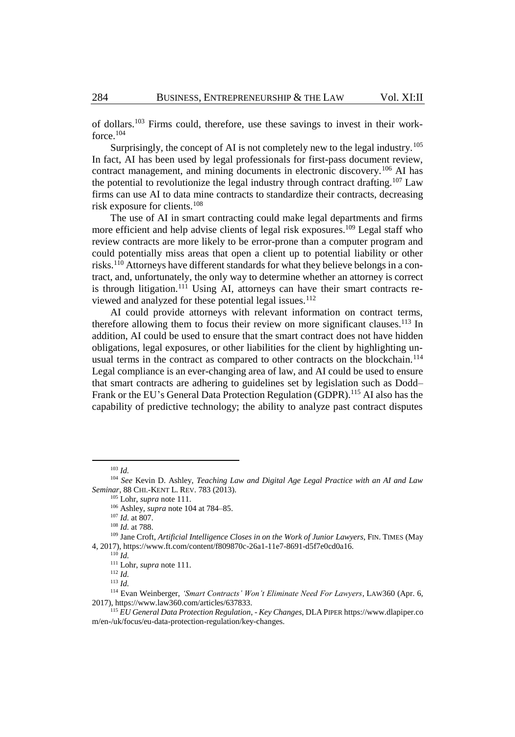of dollars.[103] Firms could, therefore, use these savings to invest in their workforce.[104]

Surprisingly, the concept of AI is not completely new to the legal industry.[105] In fact, AI has been used by legal professionals for first-pass document review, contract management, and mining documents in electronic discovery.[106] AI has the potential to revolutionize the legal industry through contract drafting.[107] Law firms can use AI to data mine contracts to standardize their contracts, decreasing risk exposure for clients.[108]

The use of AI in smart contracting could make legal departments and firms more efficient and help advise clients of legal risk exposures.[109] Legal staff who review contracts are more likely to be error-prone than a computer program and could potentially miss areas that open a client up to potential liability or other risks.[110] Attorneys have different standards for what they believe belongs in a contract, and, unfortunately, the only way to determine whether an attorney is correct is through litigation.[111] Using AI, attorneys can have their smart contracts reviewed and analyzed for these potential legal issues.[112]

AI could provide attorneys with relevant information on contract terms, therefore allowing them to focus their review on more significant clauses.[113] In addition, AI could be used to ensure that the smart contract does not have hidden obligations, legal exposures, or other liabilities for the client by highlighting unusual terms in the contract as compared to other contracts on the blockchain.[114] Legal compliance is an ever-changing area of law, and AI could be used to ensure that smart contracts are adhering to guidelines set by legislation such as Dodd–Frank or the EU's General Data Protection Regulation (GDPR).[115] AI also has the capability of predictive technology; the ability to analyze past contract disputes

---

[103] *Id.*

[104] *See* Kevin D. Ashley, *Teaching Law and Digital Age Legal Practice with an AI and Law Seminar*, 88 CHI.-KENT L. REV. 783 (2013).

[105] Lohr, *supra* note 111.

[106] Ashley, *supra* note 104 at 784–85.

[107] *Id.* at 807.

[108] *Id.* at 788.

[109] Jane Croft, *Artificial Intelligence Closes in on the Work of Junior Lawyers*, FIN. TIMES (May 4, 2017), https://www.ft.com/content/f809870c-26a1-11e7-8691-d5f7e0cd0a16.

[110] *Id.*

[111] Lohr, *supra* note 111.

[112] *Id.*

[113] *Id.*

[114] Evan Weinberger, *'Smart Contracts' Won't Eliminate Need For Lawyers*, LAW360 (Apr. 6, 2017), https://www.law360.com/articles/637833.

[115] *EU General Data Protection Regulation, - Key Changes*, DLA PIPER https://www.dlapiper.com/en-/uk/focus/eu-data-protection-regulation/key-changes.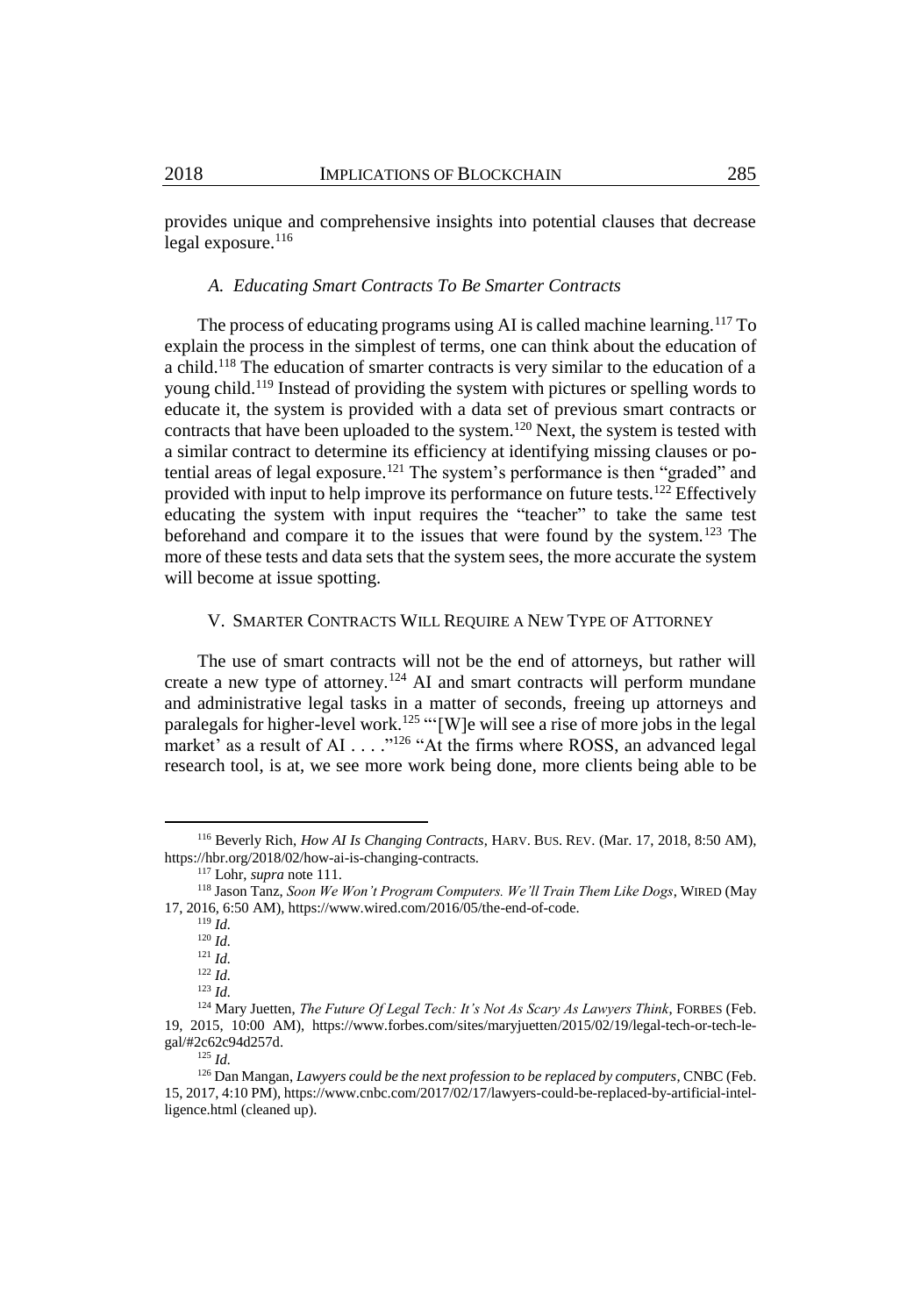provides unique and comprehensive insights into potential clauses that decrease legal exposure.[116]

### *A. Educating Smart Contracts To Be Smarter Contracts*

The process of educating programs using AI is called machine learning.[117] To explain the process in the simplest of terms, one can think about the education of a child.[118] The education of smarter contracts is very similar to the education of a young child.[119] Instead of providing the system with pictures or spelling words to educate it, the system is provided with a data set of previous smart contracts or contracts that have been uploaded to the system.[120] Next, the system is tested with a similar contract to determine its efficiency at identifying missing clauses or potential areas of legal exposure.[121] The system's performance is then "graded" and provided with input to help improve its performance on future tests.[122] Effectively educating the system with input requires the "teacher" to take the same test beforehand and compare it to the issues that were found by the system.[123] The more of these tests and data sets that the system sees, the more accurate the system will become at issue spotting.

## V. SMARTER CONTRACTS WILL REQUIRE A NEW TYPE OF ATTORNEY

The use of smart contracts will not be the end of attorneys, but rather will create a new type of attorney.[124] AI and smart contracts will perform mundane and administrative legal tasks in a matter of seconds, freeing up attorneys and paralegals for higher-level work.[125] "'[W]e will see a rise of more jobs in the legal market' as a result of AI . . . ."[126] "At the firms where ROSS, an advanced legal research tool, is at, we see more work being done, more clients being able to be

---

[116] Beverly Rich, *How AI Is Changing Contracts*, HARV. BUS. REV. (Mar. 17, 2018, 8:50 AM), https://hbr.org/2018/02/how-ai-is-changing-contracts.

[117] Lohr, *supra* note 111.

[118] Jason Tanz, *Soon We Won't Program Computers. We'll Train Them Like Dogs*, WIRED (May 17, 2016, 6:50 AM), https://www.wired.com/2016/05/the-end-of-code.

[119] *Id.*

[120] *Id.*

[121] *Id.*

[122] *Id.*

[123] *Id.*

[124] Mary Juetten, *The Future Of Legal Tech: It's Not As Scary As Lawyers Think*, FORBES (Feb. 19, 2015, 10:00 AM), https://www.forbes.com/sites/maryjuetten/2015/02/19/legal-tech-or-tech-legal/#2c62c94d257d.

[125] *Id.*

[126] Dan Mangan, *Lawyers could be the next profession to be replaced by computers*, CNBC (Feb. 15, 2017, 4:10 PM), https://www.cnbc.com/2017/02/17/lawyers-could-be-replaced-by-artificial-intelligence.html (cleaned up).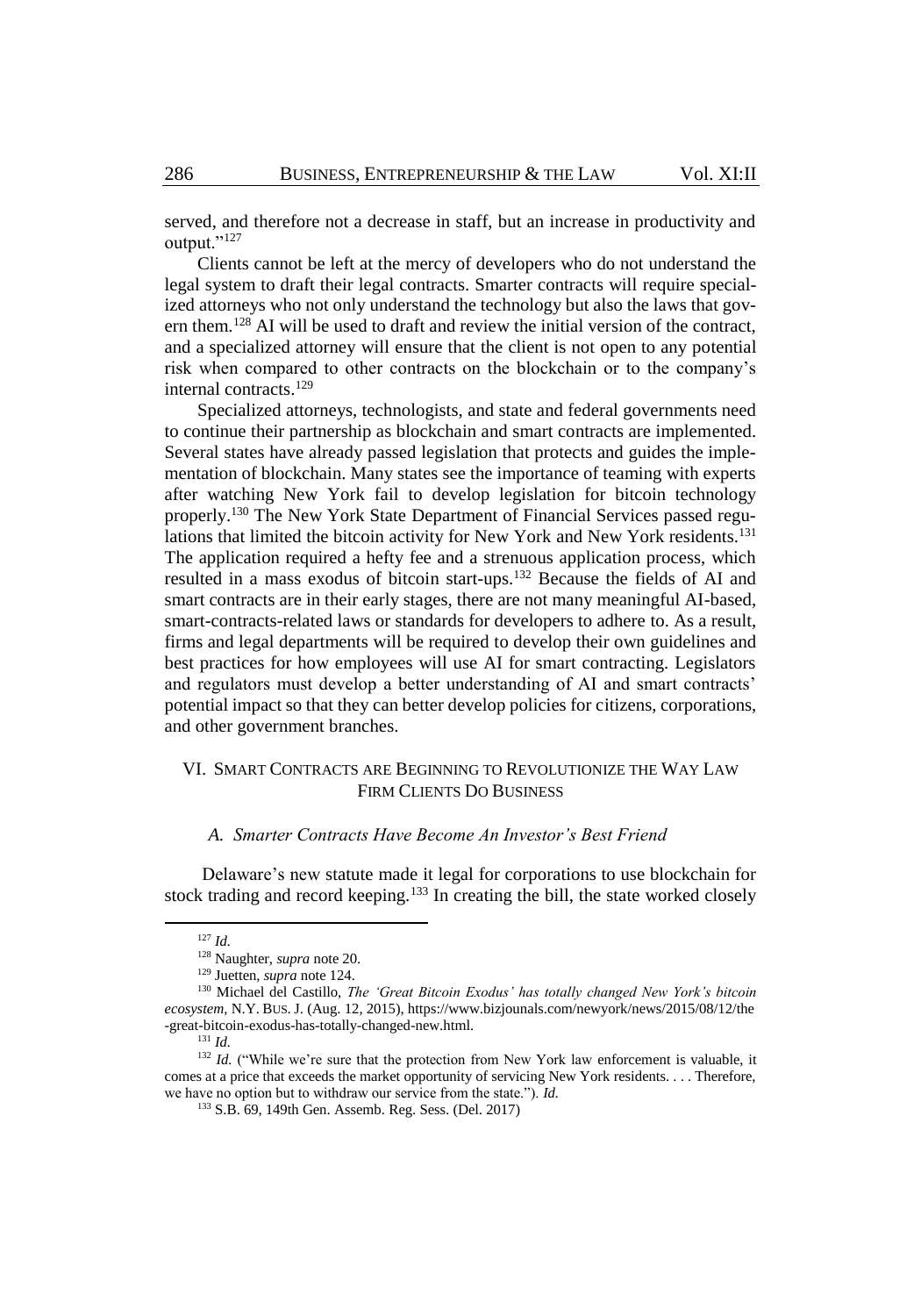served, and therefore not a decrease in staff, but an increase in productivity and output."[127]

Clients cannot be left at the mercy of developers who do not understand the legal system to draft their legal contracts. Smarter contracts will require specialized attorneys who not only understand the technology but also the laws that govern them.[128] AI will be used to draft and review the initial version of the contract, and a specialized attorney will ensure that the client is not open to any potential risk when compared to other contracts on the blockchain or to the company's internal contracts.[129]

Specialized attorneys, technologists, and state and federal governments need to continue their partnership as blockchain and smart contracts are implemented. Several states have already passed legislation that protects and guides the implementation of blockchain. Many states see the importance of teaming with experts after watching New York fail to develop legislation for bitcoin technology properly.[130] The New York State Department of Financial Services passed regulations that limited the bitcoin activity for New York and New York residents.[131] The application required a hefty fee and a strenuous application process, which resulted in a mass exodus of bitcoin start-ups.[132] Because the fields of AI and smart contracts are in their early stages, there are not many meaningful AI-based, smart-contracts-related laws or standards for developers to adhere to. As a result, firms and legal departments will be required to develop their own guidelines and best practices for how employees will use AI for smart contracting. Legislators and regulators must develop a better understanding of AI and smart contracts' potential impact so that they can better develop policies for citizens, corporations, and other government branches.

## VI. Smart Contracts are Beginning to Revolutionize the Way Law Firm Clients Do Business

### *A. Smarter Contracts Have Become An Investor's Best Friend*

Delaware's new statute made it legal for corporations to use blockchain for stock trading and record keeping.[133] In creating the bill, the state worked closely

---

[127] *Id.*

[128] Naughter, *supra* note 20.

[129] Juetten, *supra* note 124.

[130] Michael del Castillo, *The 'Great Bitcoin Exodus' has totally changed New York's bitcoin ecosystem*, N.Y. BUS. J. (Aug. 12, 2015), https://www.bizjounals.com/newyork/news/2015/08/12/the-great-bitcoin-exodus-has-totally-changed-new.html.

[131] *Id.*

[132] *Id.* ("While we're sure that the protection from New York law enforcement is valuable, it comes at a price that exceeds the market opportunity of servicing New York residents. . . . Therefore, we have no option but to withdraw our service from the state."). *Id.*

[133] S.B. 69, 149th Gen. Assemb. Reg. Sess. (Del. 2017)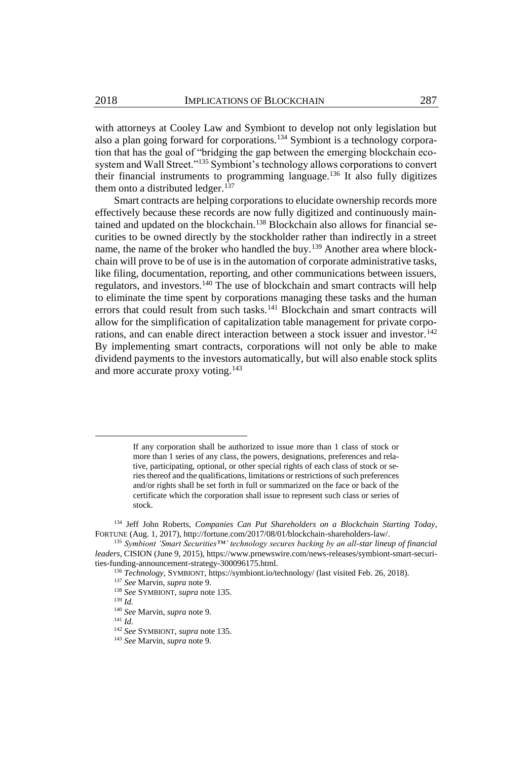with attorneys at Cooley Law and Symbiont to develop not only legislation but also a plan going forward for corporations.[134] Symbiont is a technology corporation that has the goal of "bridging the gap between the emerging blockchain ecosystem and Wall Street."[135] Symbiont's technology allows corporations to convert their financial instruments to programming language.[136] It also fully digitizes them onto a distributed ledger.[137]

Smart contracts are helping corporations to elucidate ownership records more effectively because these records are now fully digitized and continuously maintained and updated on the blockchain.[138] Blockchain also allows for financial securities to be owned directly by the stockholder rather than indirectly in a street name, the name of the broker who handled the buy.[139] Another area where blockchain will prove to be of use is in the automation of corporate administrative tasks, like filing, documentation, reporting, and other communications between issuers, regulators, and investors.[140] The use of blockchain and smart contracts will help to eliminate the time spent by corporations managing these tasks and the human errors that could result from such tasks.[141] Blockchain and smart contracts will allow for the simplification of capitalization table management for private corporations, and can enable direct interaction between a stock issuer and investor.[142] By implementing smart contracts, corporations will not only be able to make dividend payments to the investors automatically, but will also enable stock splits and more accurate proxy voting.[143]

---

> If any corporation shall be authorized to issue more than 1 class of stock or more than 1 series of any class, the powers, designations, preferences and relative, participating, optional, or other special rights of each class of stock or series thereof and the qualifications, limitations or restrictions of such preferences and/or rights shall be set forth in full or summarized on the face or back of the certificate which the corporation shall issue to represent such class or series of stock.

[134] Jeff John Roberts, *Companies Can Put Shareholders on a Blockchain Starting Today*, FORTUNE (Aug. 1, 2017), http://fortune.com/2017/08/01/blockchain-shareholders-law/.

[135] *Symbiont 'Smart Securities™' technology secures backing by an all-star lineup of financial leaders*, CISION (June 9, 2015), https://www.prnewswire.com/news-releases/symbiont-smart-securities-funding-announcement-strategy-300096175.html.

[136] *Technology*, SYMBIONT, https://symbiont.io/technology/ (last visited Feb. 26, 2018).

[137] *See* Marvin, *supra* note 9.

[138] *See* SYMBIONT, *supra* note 135.

[139] *Id.*

[140] *See* Marvin, *supra* note 9.

[141] *Id*.

[142] *See* SYMBIONT, *supra* note 135.

[143] *See* Marvin, *supra* note 9.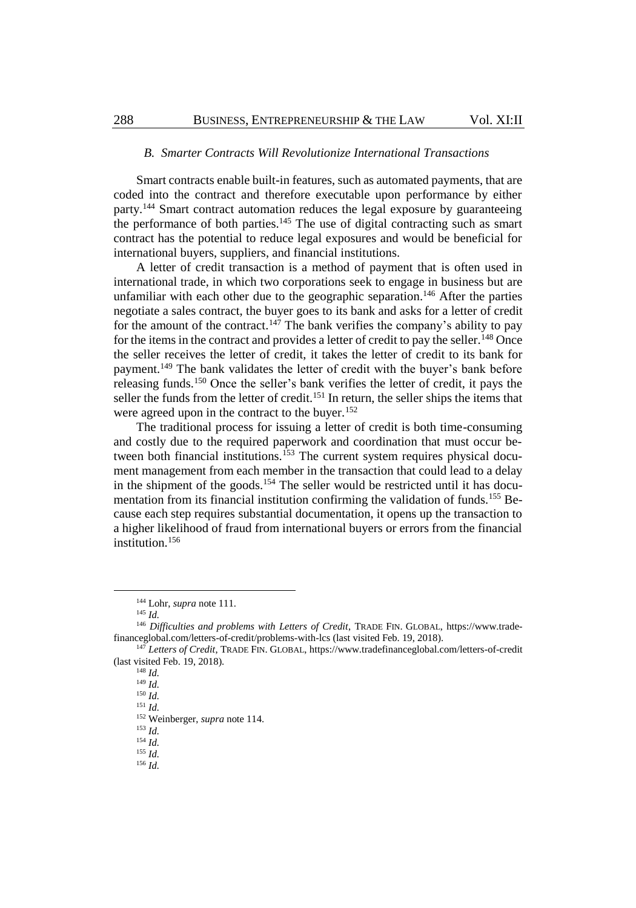### *B. Smarter Contracts Will Revolutionize International Transactions*

Smart contracts enable built-in features, such as automated payments, that are coded into the contract and therefore executable upon performance by either party.[144] Smart contract automation reduces the legal exposure by guaranteeing the performance of both parties.[145] The use of digital contracting such as smart contract has the potential to reduce legal exposures and would be beneficial for international buyers, suppliers, and financial institutions.

A letter of credit transaction is a method of payment that is often used in international trade, in which two corporations seek to engage in business but are unfamiliar with each other due to the geographic separation.[146] After the parties negotiate a sales contract, the buyer goes to its bank and asks for a letter of credit for the amount of the contract.[147] The bank verifies the company's ability to pay for the items in the contract and provides a letter of credit to pay the seller.[148] Once the seller receives the letter of credit, it takes the letter of credit to its bank for payment.[149] The bank validates the letter of credit with the buyer's bank before releasing funds.[150] Once the seller's bank verifies the letter of credit, it pays the seller the funds from the letter of credit.[151] In return, the seller ships the items that were agreed upon in the contract to the buyer.[152]

The traditional process for issuing a letter of credit is both time-consuming and costly due to the required paperwork and coordination that must occur between both financial institutions.[153] The current system requires physical document management from each member in the transaction that could lead to a delay in the shipment of the goods.[154] The seller would be restricted until it has documentation from its financial institution confirming the validation of funds.[155] Because each step requires substantial documentation, it opens up the transaction to a higher likelihood of fraud from international buyers or errors from the financial institution.[156]

---

[144] Lohr, *supra* note 111.

[145] *Id.*

[146] *Difficulties and problems with Letters of Credit*, TRADE FIN. GLOBAL, https://www.tradefinanceglobal.com/letters-of-credit/problems-with-lcs (last visited Feb. 19, 2018).

[147] *Letters of Credit*, TRADE FIN. GLOBAL, https://www.tradefinanceglobal.com/letters-of-credit (last visited Feb. 19, 2018).

[148] *Id.*

[149] *Id.*

[150] *Id.*

[151] *Id.*

[152] Weinberger, *supra* note 114.

[153] *Id.*

[154] *Id.*

[155] *Id.*

[156] *Id.*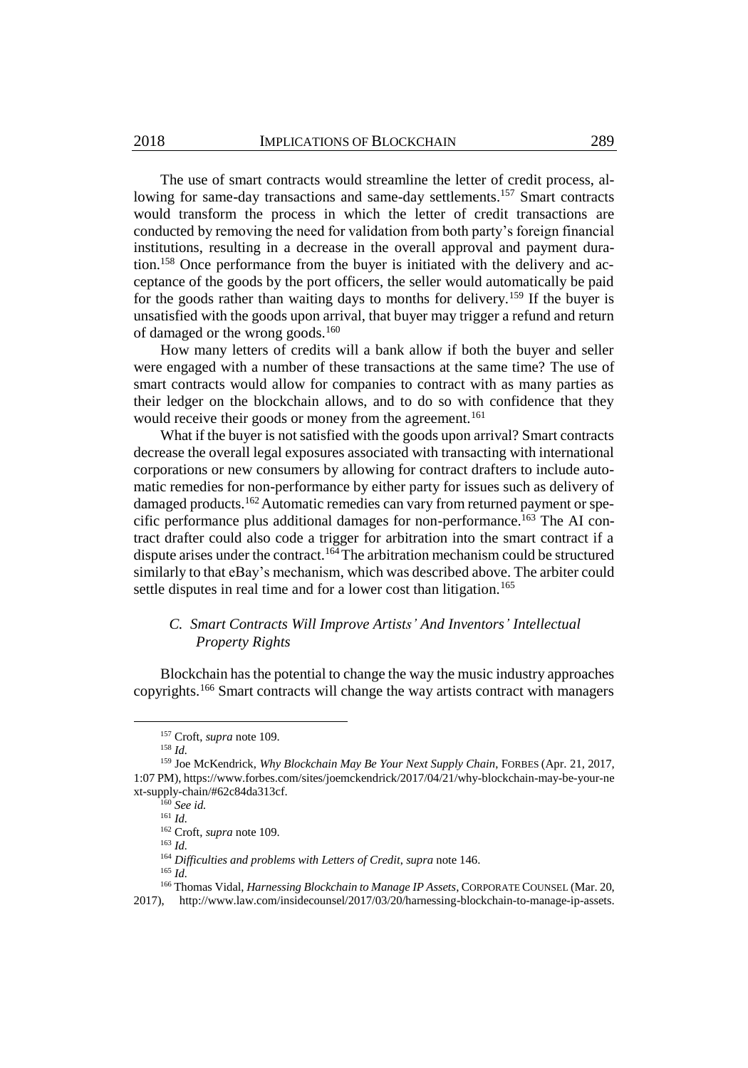The use of smart contracts would streamline the letter of credit process, allowing for same-day transactions and same-day settlements.[157] Smart contracts would transform the process in which the letter of credit transactions are conducted by removing the need for validation from both party's foreign financial institutions, resulting in a decrease in the overall approval and payment duration.[158] Once performance from the buyer is initiated with the delivery and acceptance of the goods by the port officers, the seller would automatically be paid for the goods rather than waiting days to months for delivery.[159] If the buyer is unsatisfied with the goods upon arrival, that buyer may trigger a refund and return of damaged or the wrong goods.[160]

How many letters of credits will a bank allow if both the buyer and seller were engaged with a number of these transactions at the same time? The use of smart contracts would allow for companies to contract with as many parties as their ledger on the blockchain allows, and to do so with confidence that they would receive their goods or money from the agreement.[161]

What if the buyer is not satisfied with the goods upon arrival? Smart contracts decrease the overall legal exposures associated with transacting with international corporations or new consumers by allowing for contract drafters to include automatic remedies for non-performance by either party for issues such as delivery of damaged products.[162] Automatic remedies can vary from returned payment or specific performance plus additional damages for non-performance.[163] The AI contract drafter could also code a trigger for arbitration into the smart contract if a dispute arises under the contract.[164] The arbitration mechanism could be structured similarly to that eBay's mechanism, which was described above. The arbiter could settle disputes in real time and for a lower cost than litigation.[165]

### C. *Smart Contracts Will Improve Artists' And Inventors' Intellectual Property Rights*

Blockchain has the potential to change the way the music industry approaches copyrights.[166] Smart contracts will change the way artists contract with managers

---

[157] Croft, *supra* note 109.

[158] *Id.*

[159] Joe McKendrick, *Why Blockchain May Be Your Next Supply Chain*, FORBES (Apr. 21, 2017, 1:07 PM), https://www.forbes.com/sites/joemckendrick/2017/04/21/why-blockchain-may-be-your-next-supply-chain/#62c84da313cf.

[160] *See id.*

[161] *Id.*

[162] Croft, *supra* note 109.

[163] *Id.*

[164] *Difficulties and problems with Letters of Credit*, *supra* note 146.

[165] *Id.*

[166] Thomas Vidal, *Harnessing Blockchain to Manage IP Assets*, CORPORATE COUNSEL (Mar. 20, 2017), http://www.law.com/insidecounsel/2017/03/20/harnessing-blockchain-to-manage-ip-assets.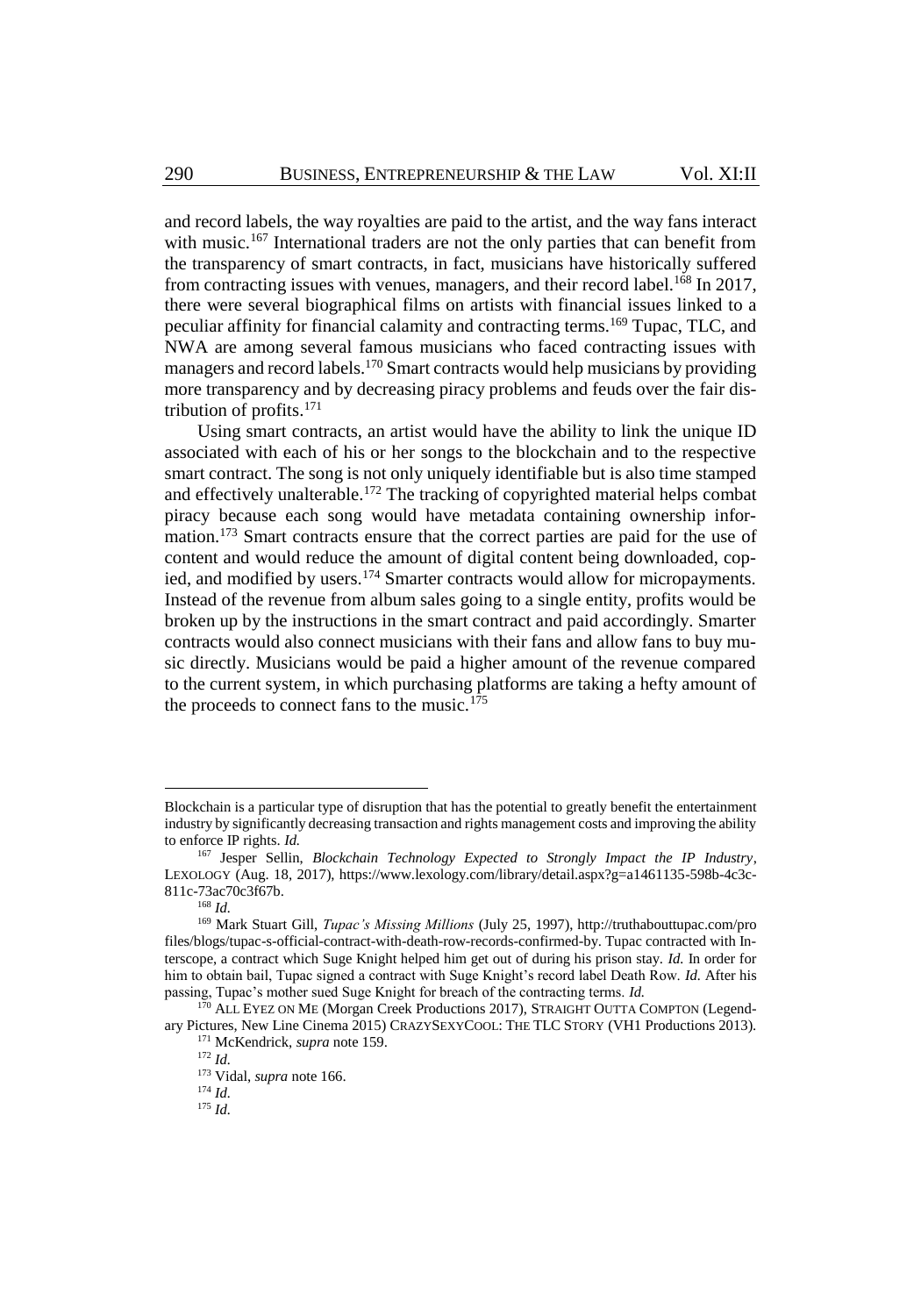and record labels, the way royalties are paid to the artist, and the way fans interact with music.[167] International traders are not the only parties that can benefit from the transparency of smart contracts, in fact, musicians have historically suffered from contracting issues with venues, managers, and their record label.[168] In 2017, there were several biographical films on artists with financial issues linked to a peculiar affinity for financial calamity and contracting terms.[169] Tupac, TLC, and NWA are among several famous musicians who faced contracting issues with managers and record labels.[170] Smart contracts would help musicians by providing more transparency and by decreasing piracy problems and feuds over the fair distribution of profits.[171]

Using smart contracts, an artist would have the ability to link the unique ID associated with each of his or her songs to the blockchain and to the respective smart contract. The song is not only uniquely identifiable but is also time stamped and effectively unalterable.[172] The tracking of copyrighted material helps combat piracy because each song would have metadata containing ownership information.[173] Smart contracts ensure that the correct parties are paid for the use of content and would reduce the amount of digital content being downloaded, copied, and modified by users.[174] Smarter contracts would allow for micropayments. Instead of the revenue from album sales going to a single entity, profits would be broken up by the instructions in the smart contract and paid accordingly. Smarter contracts would also connect musicians with their fans and allow fans to buy music directly. Musicians would be paid a higher amount of the revenue compared to the current system, in which purchasing platforms are taking a hefty amount of the proceeds to connect fans to the music.[175]

---

Blockchain is a particular type of disruption that has the potential to greatly benefit the entertainment industry by significantly decreasing transaction and rights management costs and improving the ability to enforce IP rights. *Id.*

[167] Jesper Sellin, *Blockchain Technology Expected to Strongly Impact the IP Industry*, LEXOLOGY (Aug. 18, 2017), https://www.lexology.com/library/detail.aspx?g=a1461135-598b-4c3c-811c-73ac70c3f67b.

[168] *Id.*

[169] Mark Stuart Gill, *Tupac's Missing Millions* (July 25, 1997), http://truthabouttupac.com/profiles/blogs/tupac-s-official-contract-with-death-row-records-confirmed-by. Tupac contracted with Interscope, a contract which Suge Knight helped him get out of during his prison stay. *Id.* In order for him to obtain bail, Tupac signed a contract with Suge Knight's record label Death Row. *Id.* After his passing, Tupac's mother sued Suge Knight for breach of the contracting terms. *Id.*

[170] ALL EYEZ ON ME (Morgan Creek Productions 2017), STRAIGHT OUTTA COMPTON (Legendary Pictures, New Line Cinema 2015) CRAZYSEXYCOOL: THE TLC STORY (VH1 Productions 2013).

[171] McKendrick, *supra* note 159.

[172] *Id.*

[173] Vidal, *supra* note 166.

[174] *Id.*

[175] *Id.*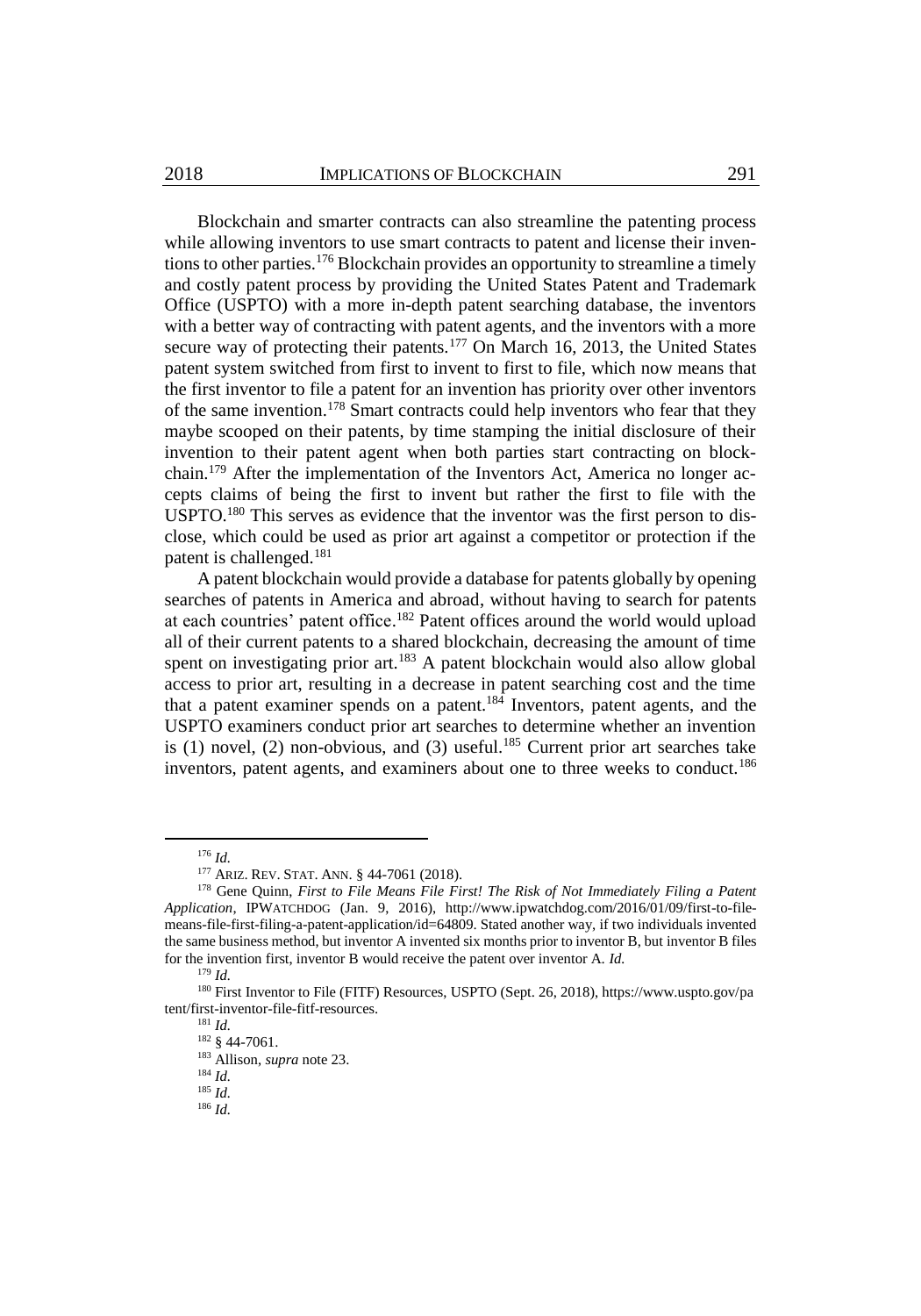Blockchain and smarter contracts can also streamline the patenting process while allowing inventors to use smart contracts to patent and license their inventions to other parties.[176] Blockchain provides an opportunity to streamline a timely and costly patent process by providing the United States Patent and Trademark Office (USPTO) with a more in-depth patent searching database, the inventors with a better way of contracting with patent agents, and the inventors with a more secure way of protecting their patents.[177] On March 16, 2013, the United States patent system switched from first to invent to first to file, which now means that the first inventor to file a patent for an invention has priority over other inventors of the same invention.[178] Smart contracts could help inventors who fear that they maybe scooped on their patents, by time stamping the initial disclosure of their invention to their patent agent when both parties start contracting on blockchain.[179] After the implementation of the Inventors Act, America no longer accepts claims of being the first to invent but rather the first to file with the USPTO.[180] This serves as evidence that the inventor was the first person to disclose, which could be used as prior art against a competitor or protection if the patent is challenged.[181]

A patent blockchain would provide a database for patents globally by opening searches of patents in America and abroad, without having to search for patents at each countries' patent office.[182] Patent offices around the world would upload all of their current patents to a shared blockchain, decreasing the amount of time spent on investigating prior art.[183] A patent blockchain would also allow global access to prior art, resulting in a decrease in patent searching cost and the time that a patent examiner spends on a patent.[184] Inventors, patent agents, and the USPTO examiners conduct prior art searches to determine whether an invention is (1) novel, (2) non-obvious, and (3) useful.[185] Current prior art searches take inventors, patent agents, and examiners about one to three weeks to conduct.[186]

---

[176] *Id.*

[177] ARIZ. REV. STAT. ANN. § 44-7061 (2018).

[178] Gene Quinn, *First to File Means File First! The Risk of Not Immediately Filing a Patent Application*, IPWATCHDOG (Jan. 9, 2016), http://www.ipwatchdog.com/2016/01/09/first-to-file-means-file-first-filing-a-patent-application/id=64809. Stated another way, if two individuals invented the same business method, but inventor A invented six months prior to inventor B, but inventor B files for the invention first, inventor B would receive the patent over inventor A. *Id.*

[179] *Id.*

[180] First Inventor to File (FITF) Resources, USPTO (Sept. 26, 2018), https://www.uspto.gov/patent/first-inventor-file-fitf-resources.

[181] *Id.*

[182] § 44-7061.

[183] Allison, *supra* note 23.

[184] *Id.*

[185] *Id.*

[186] *Id.*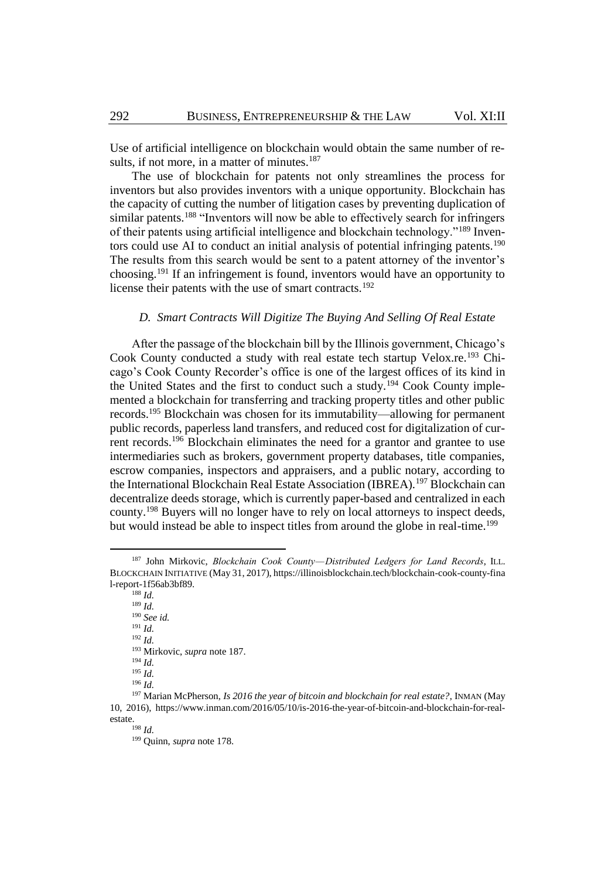Use of artificial intelligence on blockchain would obtain the same number of results, if not more, in a matter of minutes.[187]

The use of blockchain for patents not only streamlines the process for inventors but also provides inventors with a unique opportunity. Blockchain has the capacity of cutting the number of litigation cases by preventing duplication of similar patents.[188] "Inventors will now be able to effectively search for infringers of their patents using artificial intelligence and blockchain technology."[189] Inventors could use AI to conduct an initial analysis of potential infringing patents.[190] The results from this search would be sent to a patent attorney of the inventor's choosing.[191] If an infringement is found, inventors would have an opportunity to license their patents with the use of smart contracts.[192]

### *D. Smart Contracts Will Digitize The Buying And Selling Of Real Estate*

After the passage of the blockchain bill by the Illinois government, Chicago's Cook County conducted a study with real estate tech startup Velox.re.[193] Chicago's Cook County Recorder's office is one of the largest offices of its kind in the United States and the first to conduct such a study.[194] Cook County implemented a blockchain for transferring and tracking property titles and other public records.[195] Blockchain was chosen for its immutability—allowing for permanent public records, paperless land transfers, and reduced cost for digitalization of current records.[196] Blockchain eliminates the need for a grantor and grantee to use intermediaries such as brokers, government property databases, title companies, escrow companies, inspectors and appraisers, and a public notary, according to the International Blockchain Real Estate Association (IBREA).[197] Blockchain can decentralize deeds storage, which is currently paper-based and centralized in each county.[198] Buyers will no longer have to rely on local attorneys to inspect deeds, but would instead be able to inspect titles from around the globe in real-time.[199]

---

[187] John Mirkovic, *Blockchain Cook County—Distributed Ledgers for Land Records*, ILL. BLOCKCHAIN INITIATIVE (May 31, 2017), https://illinoisblockchain.tech/blockchain-cook-county-final-report-1f56ab3bf89.

[188] *Id.*

[189] *Id.*

[190] *See id.*

[191] *Id.*

[192] *Id.*

[193] Mirkovic, *supra* note 187.

[194] *Id.*

[195] *Id.*

[196] *Id.*

[197] Marian McPherson, *Is 2016 the year of bitcoin and blockchain for real estate?*, INMAN (May 10, 2016), https://www.inman.com/2016/05/10/is-2016-the-year-of-bitcoin-and-blockchain-for-real-estate.

[198] *Id.*

[199] Quinn, *supra* note 178.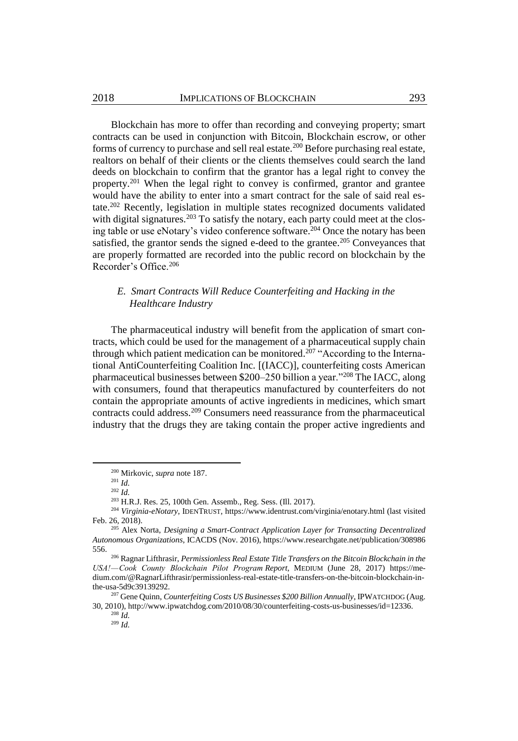Blockchain has more to offer than recording and conveying property; smart contracts can be used in conjunction with Bitcoin, Blockchain escrow, or other forms of currency to purchase and sell real estate.[200] Before purchasing real estate, realtors on behalf of their clients or the clients themselves could search the land deeds on blockchain to confirm that the grantor has a legal right to convey the property.[201] When the legal right to convey is confirmed, grantor and grantee would have the ability to enter into a smart contract for the sale of said real estate.[202] Recently, legislation in multiple states recognized documents validated with digital signatures.[203] To satisfy the notary, each party could meet at the closing table or use eNotary's video conference software.[204] Once the notary has been satisfied, the grantor sends the signed e-deed to the grantee.[205] Conveyances that are properly formatted are recorded into the public record on blockchain by the Recorder's Office.[206]

### *E. Smart Contracts Will Reduce Counterfeiting and Hacking in the Healthcare Industry*

The pharmaceutical industry will benefit from the application of smart contracts, which could be used for the management of a pharmaceutical supply chain through which patient medication can be monitored.[207] "According to the International AntiCounterfeiting Coalition Inc. [(IACC)], counterfeiting costs American pharmaceutical businesses between $200–250 billion a year."[208] The IACC, along with consumers, found that therapeutics manufactured by counterfeiters do not contain the appropriate amounts of active ingredients in medicines, which smart contracts could address.[209] Consumers need reassurance from the pharmaceutical industry that the drugs they are taking contain the proper active ingredients and

---

[200] Mirkovic, *supra* note 187.

[201] *Id.*

[202] *Id.*

[203] H.R.J. Res. 25, 100th Gen. Assemb., Reg. Sess. (Ill. 2017).

[204] *Virginia-eNotary*, IDENTRUST, https://www.identrust.com/virginia/enotary.html (last visited Feb. 26, 2018).

[205] Alex Norta, *Designing a Smart-Contract Application Layer for Transacting Decentralized Autonomous Organizations*, ICACDS (Nov. 2016), https://www.researchgate.net/publication/308986556.

[206] Ragnar Lifthrasir, *Permissionless Real Estate Title Transfers on the Bitcoin Blockchain in the USA!—Cook County Blockchain Pilot Program Report*, MEDIUM (June 28, 2017) https://medium.com/@RagnarLifthrasir/permissionless-real-estate-title-transfers-on-the-bitcoin-blockchain-in-the-usa-5d9c39139292.

[207] Gene Quinn, *Counterfeiting Costs US Businesses $200 Billion Annually*, IPWATCHDOG (Aug. 30, 2010), http://www.ipwatchdog.com/2010/08/30/counterfeiting-costs-us-businesses/id=12336.

[208] *Id.*

[209] *Id.*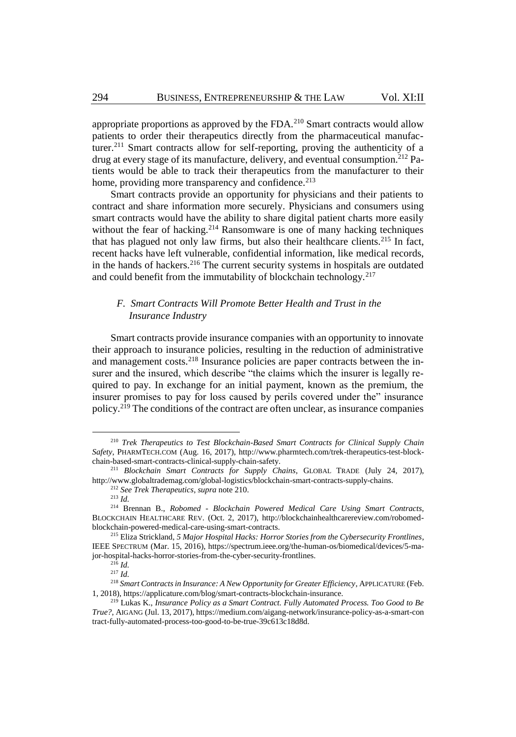appropriate proportions as approved by the FDA.[210] Smart contracts would allow patients to order their therapeutics directly from the pharmaceutical manufacturer.[211] Smart contracts allow for self-reporting, proving the authenticity of a drug at every stage of its manufacture, delivery, and eventual consumption.[212] Patients would be able to track their therapeutics from the manufacturer to their home, providing more transparency and confidence.[213]

Smart contracts provide an opportunity for physicians and their patients to contract and share information more securely. Physicians and consumers using smart contracts would have the ability to share digital patient charts more easily without the fear of hacking.[214] Ransomware is one of many hacking techniques that has plagued not only law firms, but also their healthcare clients.[215] In fact, recent hacks have left vulnerable, confidential information, like medical records, in the hands of hackers.[216] The current security systems in hospitals are outdated and could benefit from the immutability of blockchain technology.[217]

### *F. Smart Contracts Will Promote Better Health and Trust in the Insurance Industry*

Smart contracts provide insurance companies with an opportunity to innovate their approach to insurance policies, resulting in the reduction of administrative and management costs.[218] Insurance policies are paper contracts between the insurer and the insured, which describe "the claims which the insurer is legally required to pay. In exchange for an initial payment, known as the premium, the insurer promises to pay for loss caused by perils covered under the" insurance policy.[219] The conditions of the contract are often unclear, as insurance companies

---

[210] *Trek Therapeutics to Test Blockchain-Based Smart Contracts for Clinical Supply Chain Safety*, PHARMTECH.COM (Aug. 16, 2017), http://www.pharmtech.com/trek-therapeutics-test-blockchain-based-smart-contracts-clinical-supply-chain-safety.

[211] *Blockchain Smart Contracts for Supply Chains*, GLOBAL TRADE (July 24, 2017), http://www.globaltrademag.com/global-logistics/blockchain-smart-contracts-supply-chains.

[212] *See Trek Therapeutics*, *supra* note 210.

[213] *Id.*

[214] Brennan B., *Robomed - Blockchain Powered Medical Care Using Smart Contracts*, BLOCKCHAIN HEALTHCARE REV. (Oct. 2, 2017), http://blockchainhealthcarereview.com/robomed-blockchain-powered-medical-care-using-smart-contracts.

[215] Eliza Strickland, *5 Major Hospital Hacks: Horror Stories from the Cybersecurity Frontlines*, IEEE SPECTRUM (Mar. 15, 2016), https://spectrum.ieee.org/the-human-os/biomedical/devices/5-major-hospital-hacks-horror-stories-from-the-cyber-security-frontlines.

[216] *Id.*

[217] *Id.*

[218] *Smart Contracts in Insurance: A New Opportunity for Greater Efficiency*, APPLICATURE (Feb. 1, 2018), https://applicature.com/blog/smart-contracts-blockchain-insurance.

[219] Lukas K., *Insurance Policy as a Smart Contract. Fully Automated Process. Too Good to Be True?*, AIGANG (Jul. 13, 2017), https://medium.com/aigang-network/insurance-policy-as-a-smart-contract-fully-automated-process-too-good-to-be-true-39c613c18d8d.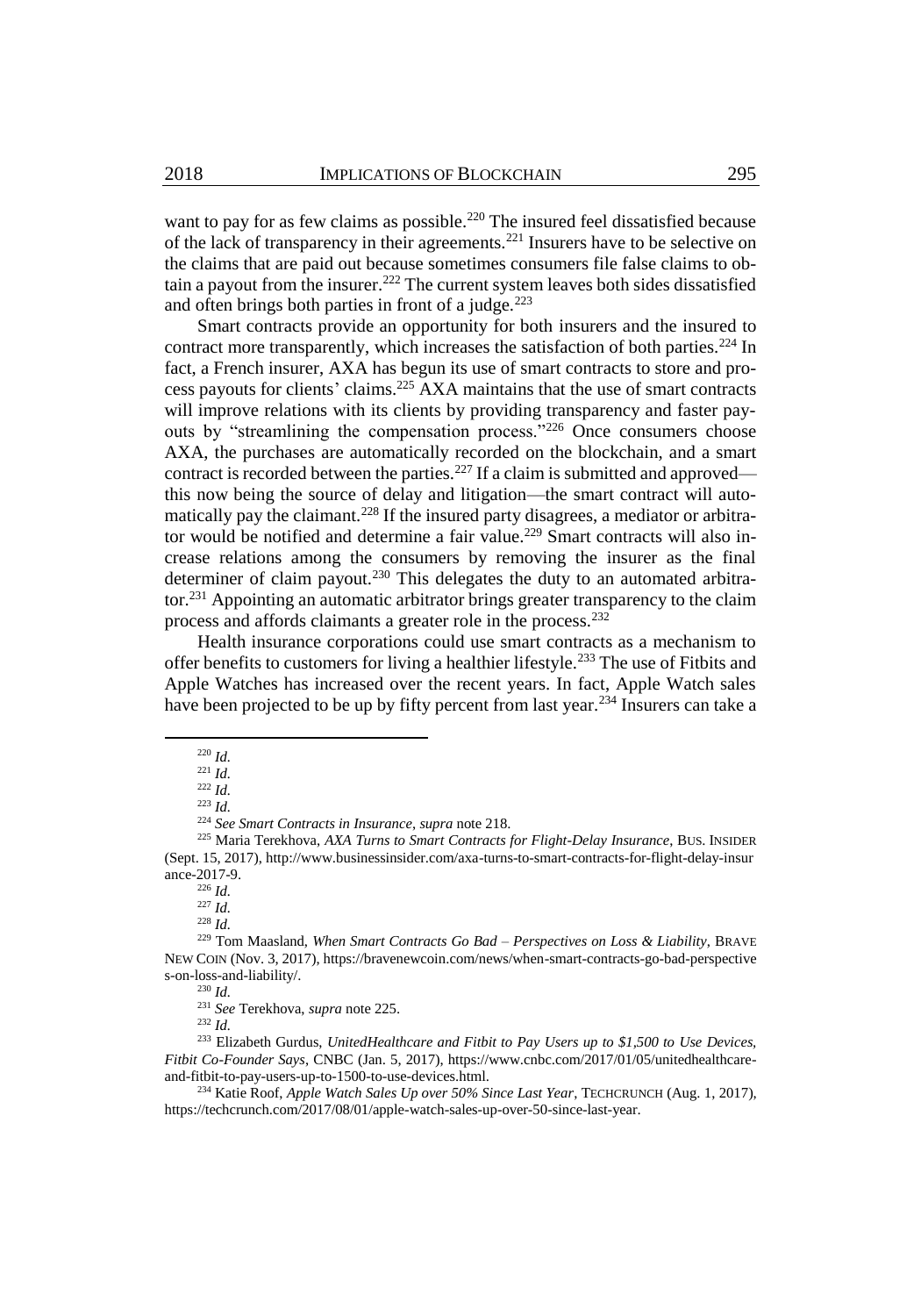want to pay for as few claims as possible.[220] The insured feel dissatisfied because of the lack of transparency in their agreements.[221] Insurers have to be selective on the claims that are paid out because sometimes consumers file false claims to obtain a payout from the insurer.[222] The current system leaves both sides dissatisfied and often brings both parties in front of a judge.[223]

Smart contracts provide an opportunity for both insurers and the insured to contract more transparently, which increases the satisfaction of both parties.[224] In fact, a French insurer, AXA has begun its use of smart contracts to store and process payouts for clients' claims.[225] AXA maintains that the use of smart contracts will improve relations with its clients by providing transparency and faster payouts by "streamlining the compensation process."[226] Once consumers choose AXA, the purchases are automatically recorded on the blockchain, and a smart contract is recorded between the parties.[227] If a claim is submitted and approved—this now being the source of delay and litigation—the smart contract will automatically pay the claimant.[228] If the insured party disagrees, a mediator or arbitrator would be notified and determine a fair value.[229] Smart contracts will also increase relations among the consumers by removing the insurer as the final determiner of claim payout.[230] This delegates the duty to an automated arbitrator.[231] Appointing an automatic arbitrator brings greater transparency to the claim process and affords claimants a greater role in the process.[232]

Health insurance corporations could use smart contracts as a mechanism to offer benefits to customers for living a healthier lifestyle.[233] The use of Fitbits and Apple Watches has increased over the recent years. In fact, Apple Watch sales have been projected to be up by fifty percent from last year.[234] Insurers can take a

---

[220] *Id.*

[221] *Id.*

[222] *Id.*

[223] *Id.*

[224] *See Smart Contracts in Insurance*, *supra* note 218.

[225] Maria Terekhova, *AXA Turns to Smart Contracts for Flight-Delay Insurance*, BUS. INSIDER (Sept. 15, 2017), http://www.businessinsider.com/axa-turns-to-smart-contracts-for-flight-delay-insurance-2017-9.

[226] *Id.*

[227] *Id.*

[228] *Id.*

[229] Tom Maasland, *When Smart Contracts Go Bad – Perspectives on Loss & Liability*, BRAVE NEW COIN (Nov. 3, 2017), https://bravenewcoin.com/news/when-smart-contracts-go-bad-perspectives-on-loss-and-liability/.

[230] *Id.*

[231] *See* Terekhova, *supra* note 225.

[232] *Id.*

[233] Elizabeth Gurdus, *UnitedHealthcare and Fitbit to Pay Users up to $1,500 to Use Devices, Fitbit Co-Founder Says*, CNBC (Jan. 5, 2017), https://www.cnbc.com/2017/01/05/unitedhealthcare-and-fitbit-to-pay-users-up-to-1500-to-use-devices.html.

[234] Katie Roof, *Apple Watch Sales Up over 50% Since Last Year*, TECHCRUNCH (Aug. 1, 2017), https://techcrunch.com/2017/08/01/apple-watch-sales-up-over-50-since-last-year.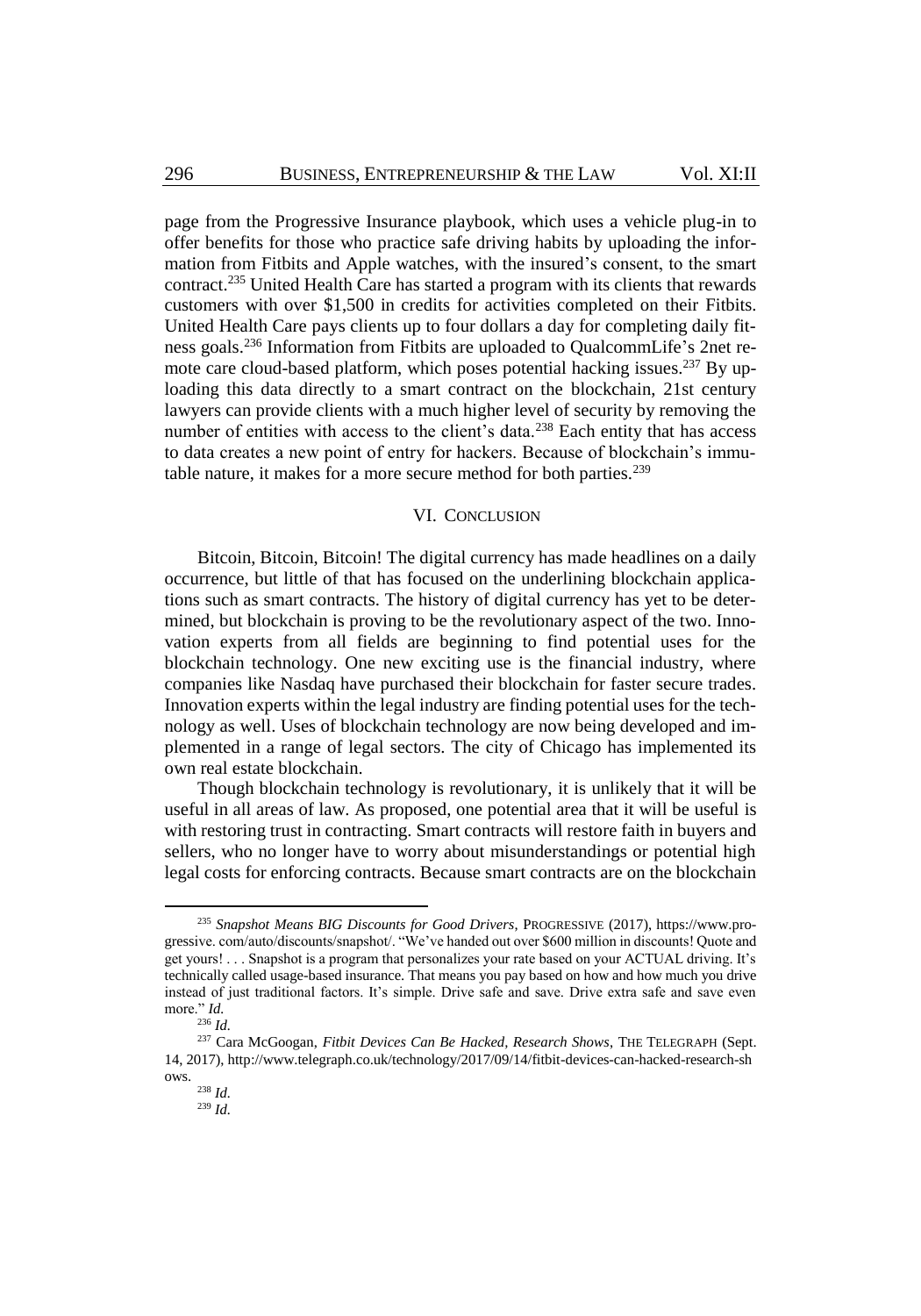page from the Progressive Insurance playbook, which uses a vehicle plug-in to offer benefits for those who practice safe driving habits by uploading the information from Fitbits and Apple watches, with the insured's consent, to the smart contract.[235] United Health Care has started a program with its clients that rewards customers with over $1,500 in credits for activities completed on their Fitbits. United Health Care pays clients up to four dollars a day for completing daily fitness goals.[236] Information from Fitbits are uploaded to QualcommLife's 2net remote care cloud-based platform, which poses potential hacking issues.[237] By uploading this data directly to a smart contract on the blockchain, 21st century lawyers can provide clients with a much higher level of security by removing the number of entities with access to the client's data.[238] Each entity that has access to data creates a new point of entry for hackers. Because of blockchain's immutable nature, it makes for a more secure method for both parties.[239]

## VI. CONCLUSION

Bitcoin, Bitcoin, Bitcoin! The digital currency has made headlines on a daily occurrence, but little of that has focused on the underlining blockchain applications such as smart contracts. The history of digital currency has yet to be determined, but blockchain is proving to be the revolutionary aspect of the two. Innovation experts from all fields are beginning to find potential uses for the blockchain technology. One new exciting use is the financial industry, where companies like Nasdaq have purchased their blockchain for faster secure trades. Innovation experts within the legal industry are finding potential uses for the technology as well. Uses of blockchain technology are now being developed and implemented in a range of legal sectors. The city of Chicago has implemented its own real estate blockchain.

Though blockchain technology is revolutionary, it is unlikely that it will be useful in all areas of law. As proposed, one potential area that it will be useful is with restoring trust in contracting. Smart contracts will restore faith in buyers and sellers, who no longer have to worry about misunderstandings or potential high legal costs for enforcing contracts. Because smart contracts are on the blockchain

---

[235] *Snapshot Means BIG Discounts for Good Drivers*, PROGRESSIVE (2017), https://www.progressive. com/auto/discounts/snapshot/. "We've handed out over $600 million in discounts! Quote and get yours! . . . Snapshot is a program that personalizes your rate based on your ACTUAL driving. It's technically called usage-based insurance. That means you pay based on how and how much you drive instead of just traditional factors. It's simple. Drive safe and save. Drive extra safe and save even more." *Id.*

[236] *Id.*

[237] Cara McGoogan, *Fitbit Devices Can Be Hacked, Research Shows*, THE TELEGRAPH (Sept. 14, 2017), http://www.telegraph.co.uk/technology/2017/09/14/fitbit-devices-can-hacked-research-shows.

[238] *Id.*

[239] *Id.*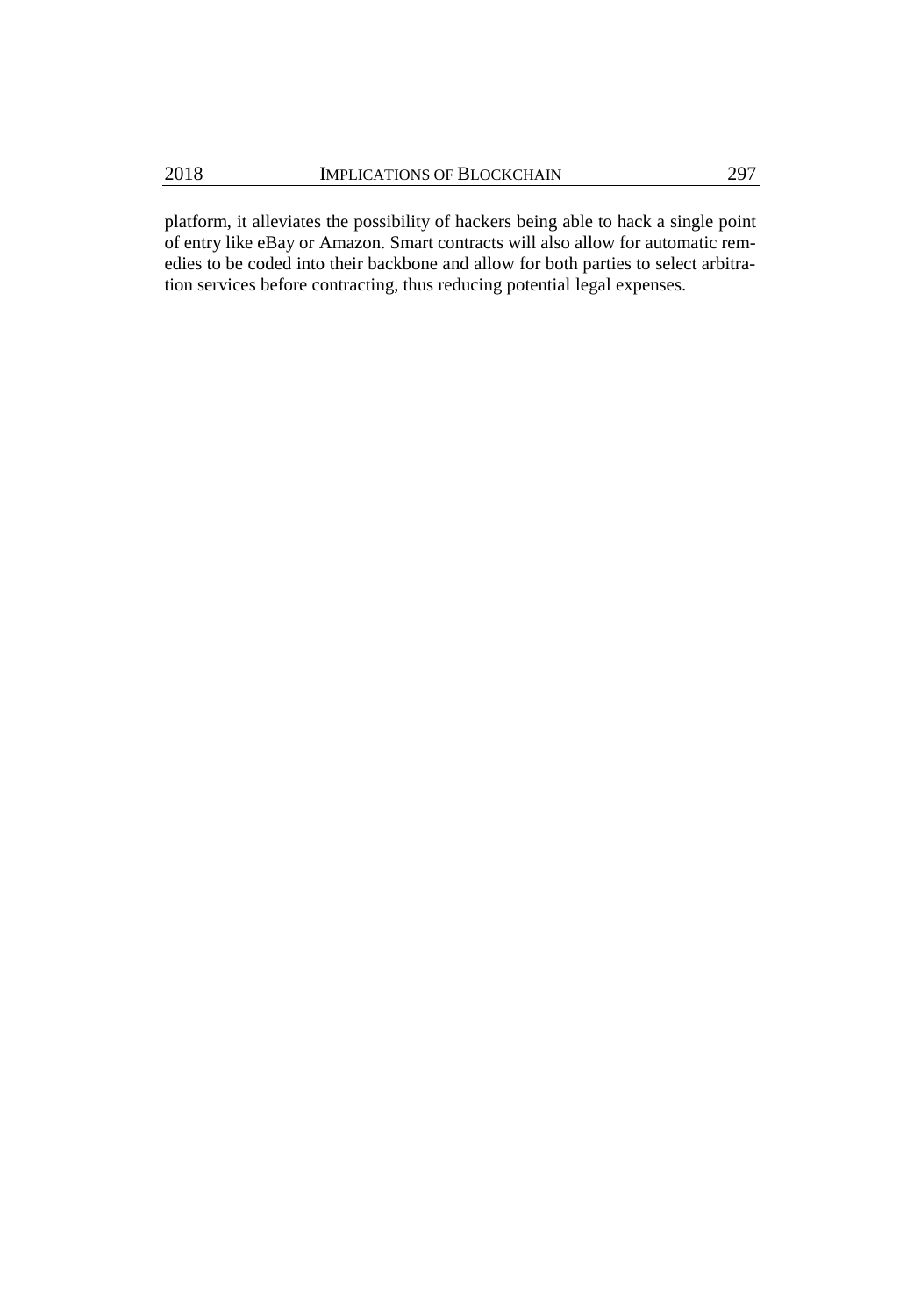platform, it alleviates the possibility of hackers being able to hack a single point of entry like eBay or Amazon. Smart contracts will also allow for automatic remedies to be coded into their backbone and allow for both parties to select arbitration services before contracting, thus reducing potential legal expenses.